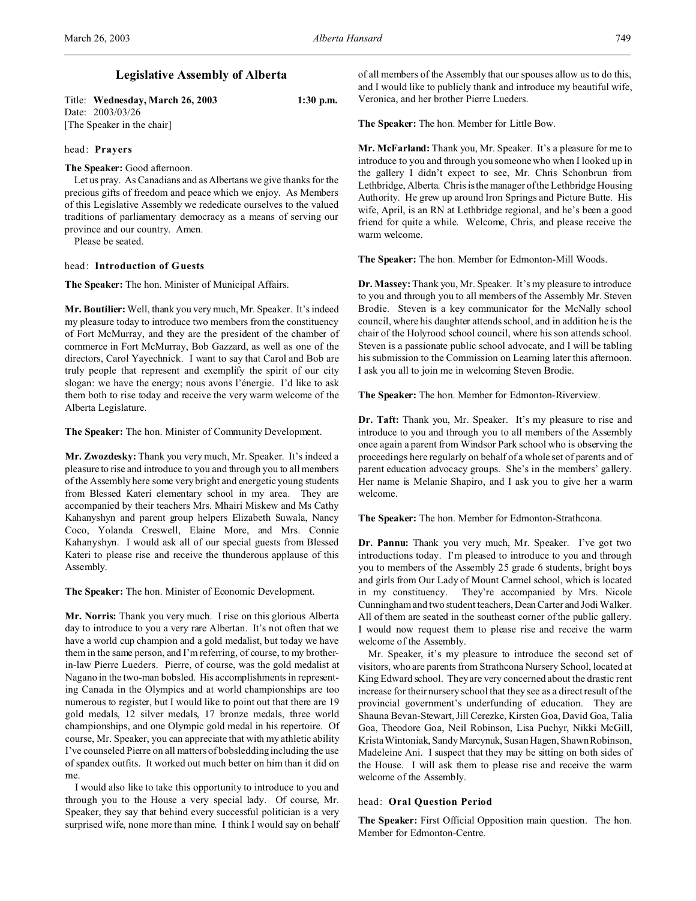## Legislative Assembly of Alberta

Title: **Wednesday, March 26, 2003** 1:30 p.m.
Date: 2003/03/26
[The Speaker in the chair]

head: **Prayers**

**The Speaker:** Good afternoon.

Let us pray. As Canadians and as Albertans we give thanks for the precious gifts of freedom and peace which we enjoy. As Members of this Legislative Assembly we rededicate ourselves to the valued traditions of parliamentary democracy as a means of serving our province and our country. Amen.

Please be seated.

head: **Introduction of Guests**

**The Speaker:** The hon. Minister of Municipal Affairs.

**Mr. Boutilier:** Well, thank you very much, Mr. Speaker. It's indeed my pleasure today to introduce two members from the constituency of Fort McMurray, and they are the president of the chamber of commerce in Fort McMurray, Bob Gazzard, as well as one of the directors, Carol Yayechnick. I want to say that Carol and Bob are truly people that represent and exemplify the spirit of our city slogan: we have the energy; nous avons l'énergie. I'd like to ask them both to rise today and receive the very warm welcome of the Alberta Legislature.

**The Speaker:** The hon. Minister of Community Development.

**Mr. Zwozdesky:** Thank you very much, Mr. Speaker. It's indeed a pleasure to rise and introduce to you and through you to all members of the Assembly here some very bright and energetic young students from Blessed Kateri elementary school in my area. They are accompanied by their teachers Mrs. Mhairi Miskew and Ms Cathy Kahanyshyn and parent group helpers Elizabeth Suwala, Nancy Coco, Yolanda Creswell, Elaine More, and Mrs. Connie Kahanyshyn. I would ask all of our special guests from Blessed Kateri to please rise and receive the thunderous applause of this Assembly.

**The Speaker:** The hon. Minister of Economic Development.

**Mr. Norris:** Thank you very much. I rise on this glorious Alberta day to introduce to you a very rare Albertan. It's not often that we have a world cup champion and a gold medalist, but today we have them in the same person, and I'm referring, of course, to my brother-in-law Pierre Lueders. Pierre, of course, was the gold medalist at Nagano in the two-man bobsled. His accomplishments in representing Canada in the Olympics and at world championships are too numerous to register, but I would like to point out that there are 19 gold medals, 12 silver medals, 17 bronze medals, three world championships, and one Olympic gold medal in his repertoire. Of course, Mr. Speaker, you can appreciate that with my athletic ability I've counseled Pierre on all matters of bobsledding including the use of spandex outfits. It worked out much better on him than it did on me.

I would also like to take this opportunity to introduce to you and through you to the House a very special lady. Of course, Mr. Speaker, they say that behind every successful politician is a very surprised wife, none more than mine. I think I would say on behalf of all members of the Assembly that our spouses allow us to do this, and I would like to publicly thank and introduce my beautiful wife, Veronica, and her brother Pierre Lueders.

**The Speaker:** The hon. Member for Little Bow.

**Mr. McFarland:** Thank you, Mr. Speaker. It's a pleasure for me to introduce to you and through you someone who when I looked up in the gallery I didn't expect to see, Mr. Chris Schonbrun from Lethbridge, Alberta. Chris is the manager of the Lethbridge Housing Authority. He grew up around Iron Springs and Picture Butte. His wife, April, is an RN at Lethbridge regional, and he's been a good friend for quite a while. Welcome, Chris, and please receive the warm welcome.

**The Speaker:** The hon. Member for Edmonton-Mill Woods.

**Dr. Massey:** Thank you, Mr. Speaker. It's my pleasure to introduce to you and through you to all members of the Assembly Mr. Steven Brodie. Steven is a key communicator for the McNally school council, where his daughter attends school, and in addition he is the chair of the Holyrood school council, where his son attends school. Steven is a passionate public school advocate, and I will be tabling his submission to the Commission on Learning later this afternoon. I ask you all to join me in welcoming Steven Brodie.

**The Speaker:** The hon. Member for Edmonton-Riverview.

**Dr. Taft:** Thank you, Mr. Speaker. It's my pleasure to rise and introduce to you and through you to all members of the Assembly once again a parent from Windsor Park school who is observing the proceedings here regularly on behalf of a whole set of parents and of parent education advocacy groups. She's in the members' gallery. Her name is Melanie Shapiro, and I ask you to give her a warm welcome.

**The Speaker:** The hon. Member for Edmonton-Strathcona.

**Dr. Pannu:** Thank you very much, Mr. Speaker. I've got two introductions today. I'm pleased to introduce to you and through you to members of the Assembly 25 grade 6 students, bright boys and girls from Our Lady of Mount Carmel school, which is located in my constituency. They're accompanied by Mrs. Nicole Cunningham and two student teachers, Dean Carter and Jodi Walker. All of them are seated in the southeast corner of the public gallery. I would now request them to please rise and receive the warm welcome of the Assembly.

Mr. Speaker, it's my pleasure to introduce the second set of visitors, who are parents from Strathcona Nursery School, located at King Edward school. They are very concerned about the drastic rent increase for their nursery school that they see as a direct result of the provincial government's underfunding of education. They are Shauna Bevan-Stewart, Jill Cerezke, Kirsten Goa, David Goa, Talia Goa, Theodore Goa, Neil Robinson, Lisa Puchyr, Nikki McGill, Krista Wintoniak, Sandy Marcynuk, Susan Hagen, Shawn Robinson, Madeleine Ani. I suspect that they may be sitting on both sides of the House. I will ask them to please rise and receive the warm welcome of the Assembly.

head: **Oral Question Period**

**The Speaker:** First Official Opposition main question. The hon. Member for Edmonton-Centre.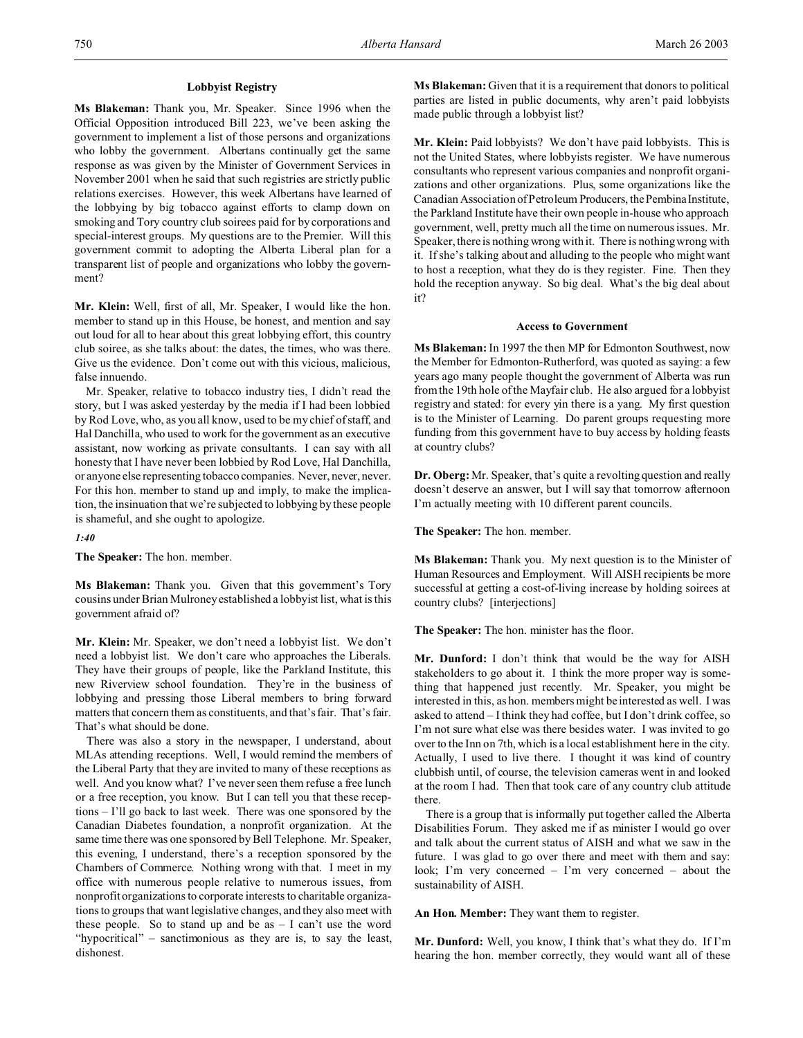### Lobbyist Registry

**Ms Blakeman:** Thank you, Mr. Speaker. Since 1996 when the Official Opposition introduced Bill 223, we've been asking the government to implement a list of those persons and organizations who lobby the government. Albertans continually get the same response as was given by the Minister of Government Services in November 2001 when he said that such registries are strictly public relations exercises. However, this week Albertans have learned of the lobbying by big tobacco against efforts to clamp down on smoking and Tory country club soirees paid for by corporations and special-interest groups. My questions are to the Premier. Will this government commit to adopting the Alberta Liberal plan for a transparent list of people and organizations who lobby the government?

**Mr. Klein:** Well, first of all, Mr. Speaker, I would like the hon. member to stand up in this House, be honest, and mention and say out loud for all to hear about this great lobbying effort, this country club soiree, as she talks about: the dates, the times, who was there. Give us the evidence. Don't come out with this vicious, malicious, false innuendo.

Mr. Speaker, relative to tobacco industry ties, I didn't read the story, but I was asked yesterday by the media if I had been lobbied by Rod Love, who, as you all know, used to be my chief of staff, and Hal Danchilla, who used to work for the government as an executive assistant, now working as private consultants. I can say with all honesty that I have never been lobbied by Rod Love, Hal Danchilla, or anyone else representing tobacco companies. Never, never, never. For this hon. member to stand up and imply, to make the implication, the insinuation that we're subjected to lobbying by these people is shameful, and she ought to apologize.

*1:40*

**The Speaker:** The hon. member.

**Ms Blakeman:** Thank you. Given that this government's Tory cousins under Brian Mulroney established a lobbyist list, what is this government afraid of?

**Mr. Klein:** Mr. Speaker, we don't need a lobbyist list. We don't need a lobbyist list. We don't care who approaches the Liberals. They have their groups of people, like the Parkland Institute, this new Riverview school foundation. They're in the business of lobbying and pressing those Liberal members to bring forward matters that concern them as constituents, and that's fair. That's fair. That's what should be done.

There was also a story in the newspaper, I understand, about MLAs attending receptions. Well, I would remind the members of the Liberal Party that they are invited to many of these receptions as well. And you know what? I've never seen them refuse a free lunch or a free reception, you know. But I can tell you that these receptions – I'll go back to last week. There was one sponsored by the Canadian Diabetes foundation, a nonprofit organization. At the same time there was one sponsored by Bell Telephone. Mr. Speaker, this evening, I understand, there's a reception sponsored by the Chambers of Commerce. Nothing wrong with that. I meet in my office with numerous people relative to numerous issues, from nonprofit organizations to corporate interests to charitable organizations to groups that want legislative changes, and they also meet with these people. So to stand up and be as – I can't use the word "hypocritical" – sanctimonious as they are is, to say the least, dishonest.

**Ms Blakeman:** Given that it is a requirement that donors to political parties are listed in public documents, why aren't paid lobbyists made public through a lobbyist list?

**Mr. Klein:** Paid lobbyists? We don't have paid lobbyists. This is not the United States, where lobbyists register. We have numerous consultants who represent various companies and nonprofit organizations and other organizations. Plus, some organizations like the Canadian Association of Petroleum Producers, the Pembina Institute, the Parkland Institute have their own people in-house who approach government, well, pretty much all the time on numerous issues. Mr. Speaker, there is nothing wrong with it. There is nothing wrong with it. If she's talking about and alluding to the people who might want to host a reception, what they do is they register. Fine. Then they hold the reception anyway. So big deal. What's the big deal about it?

### Access to Government

**Ms Blakeman:** In 1997 the then MP for Edmonton Southwest, now the Member for Edmonton-Rutherford, was quoted as saying: a few years ago many people thought the government of Alberta was run from the 19th hole of the Mayfair club. He also argued for a lobbyist registry and stated: for every yin there is a yang. My first question is to the Minister of Learning. Do parent groups requesting more funding from this government have to buy access by holding feasts at country clubs?

**Dr. Oberg:** Mr. Speaker, that's quite a revolting question and really doesn't deserve an answer, but I will say that tomorrow afternoon I'm actually meeting with 10 different parent councils.

**The Speaker:** The hon. member.

**Ms Blakeman:** Thank you. My next question is to the Minister of Human Resources and Employment. Will AISH recipients be more successful at getting a cost-of-living increase by holding soirees at country clubs? [interjections]

**The Speaker:** The hon. minister has the floor.

**Mr. Dunford:** I don't think that would be the way for AISH stakeholders to go about it. I think the more proper way is something that happened just recently. Mr. Speaker, you might be interested in this, as hon. members might be interested as well. I was asked to attend – I think they had coffee, but I don't drink coffee, so I'm not sure what else was there besides water. I was invited to go over to the Inn on 7th, which is a local establishment here in the city. Actually, I used to live there. I thought it was kind of country clubbish until, of course, the television cameras went in and looked at the room I had. Then that took care of any country club attitude there.

There is a group that is informally put together called the Alberta Disabilities Forum. They asked me if as minister I would go over and talk about the current status of AISH and what we saw in the future. I was glad to go over there and meet with them and say: look; I'm very concerned – I'm very concerned – about the sustainability of AISH.

**An Hon. Member:** They want them to register.

**Mr. Dunford:** Well, you know, I think that's what they do. If I'm hearing the hon. member correctly, they would want all of these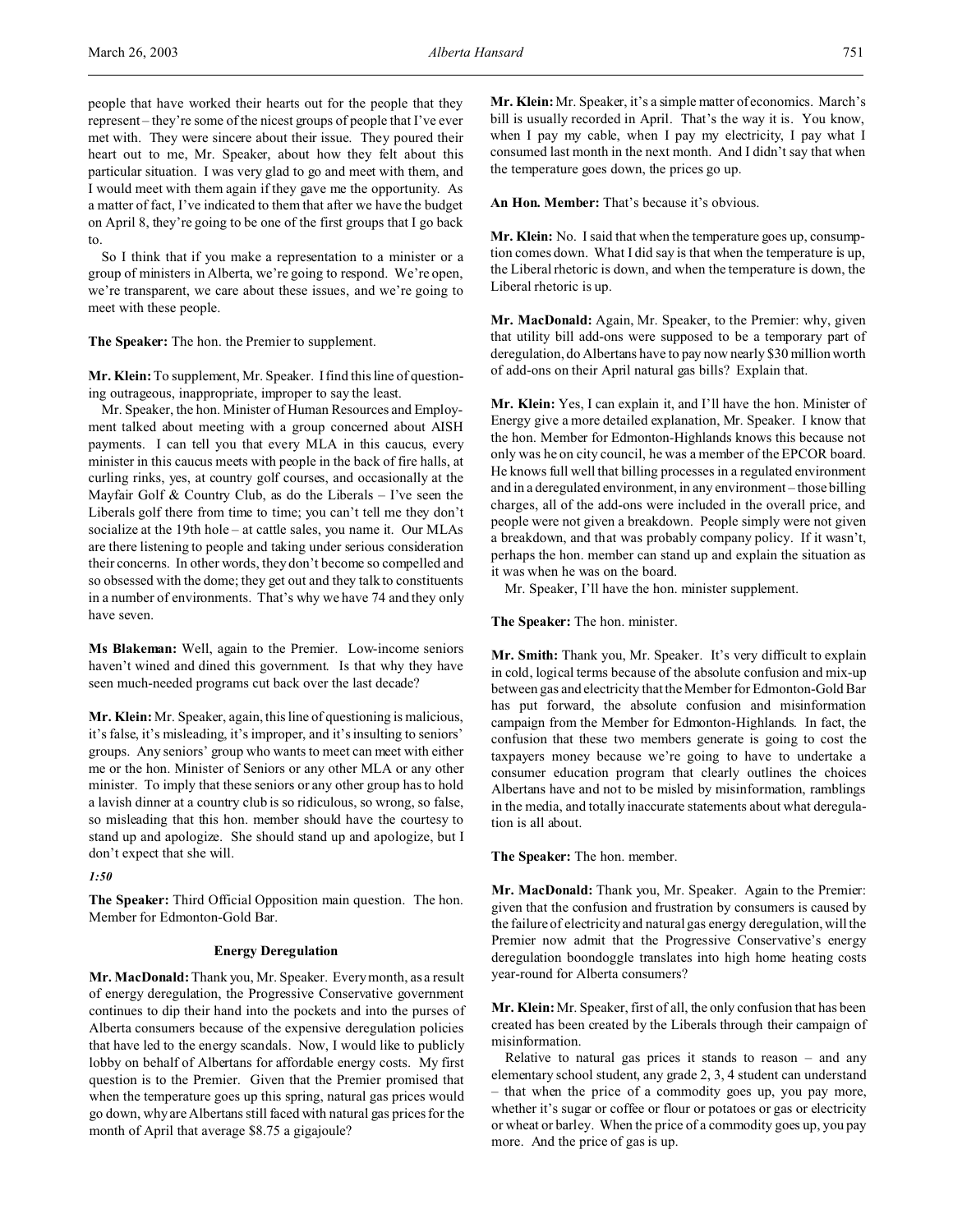people that have worked their hearts out for the people that they represent – they're some of the nicest groups of people that I've ever met with. They were sincere about their issue. They poured their heart out to me, Mr. Speaker, about how they felt about this particular situation. I was very glad to go and meet with them, and I would meet with them again if they gave me the opportunity. As a matter of fact, I've indicated to them that after we have the budget on April 8, they're going to be one of the first groups that I go back to.

So I think that if you make a representation to a minister or a group of ministers in Alberta, we're going to respond. We're open, we're transparent, we care about these issues, and we're going to meet with these people.

**The Speaker:** The hon. the Premier to supplement.

**Mr. Klein:** To supplement, Mr. Speaker. I find this line of questioning outrageous, inappropriate, improper to say the least.

Mr. Speaker, the hon. Minister of Human Resources and Employment talked about meeting with a group concerned about AISH payments. I can tell you that every MLA in this caucus, every minister in this caucus meets with people in the back of fire halls, at curling rinks, yes, at country golf courses, and occasionally at the Mayfair Golf & Country Club, as do the Liberals – I've seen the Liberals golf there from time to time; you can't tell me they don't socialize at the 19th hole – at cattle sales, you name it. Our MLAs are there listening to people and taking under serious consideration their concerns. In other words, they don't become so compelled and so obsessed with the dome; they get out and they talk to constituents in a number of environments. That's why we have 74 and they only have seven.

**Ms Blakeman:** Well, again to the Premier. Low-income seniors haven't wined and dined this government. Is that why they have seen much-needed programs cut back over the last decade?

**Mr. Klein:** Mr. Speaker, again, this line of questioning is malicious, it's false, it's misleading, it's improper, and it's insulting to seniors' groups. Any seniors' group who wants to meet can meet with either me or the hon. Minister of Seniors or any other MLA or any other minister. To imply that these seniors or any other group has to hold a lavish dinner at a country club is so ridiculous, so wrong, so false, so misleading that this hon. member should have the courtesy to stand up and apologize. She should stand up and apologize, but I don't expect that she will.

*1:50*

**The Speaker:** Third Official Opposition main question. The hon. Member for Edmonton-Gold Bar.

## Energy Deregulation

**Mr. MacDonald:** Thank you, Mr. Speaker. Every month, as a result of energy deregulation, the Progressive Conservative government continues to dip their hand into the pockets and into the purses of Alberta consumers because of the expensive deregulation policies that have led to the energy scandals. Now, I would like to publicly lobby on behalf of Albertans for affordable energy costs. My first question is to the Premier. Given that the Premier promised that when the temperature goes up this spring, natural gas prices would go down, why are Albertans still faced with natural gas prices for the month of April that average $8.75 a gigajoule?

**Mr. Klein:** Mr. Speaker, it's a simple matter of economics. March's bill is usually recorded in April. That's the way it is. You know, when I pay my cable, when I pay my electricity, I pay what I consumed last month in the next month. And I didn't say that when the temperature goes down, the prices go up.

**An Hon. Member:** That's because it's obvious.

**Mr. Klein:** No. I said that when the temperature goes up, consumption comes down. What I did say is that when the temperature is up, the Liberal rhetoric is down, and when the temperature is down, the Liberal rhetoric is up.

**Mr. MacDonald:** Again, Mr. Speaker, to the Premier: why, given that utility bill add-ons were supposed to be a temporary part of deregulation, do Albertans have to pay now nearly $30 million worth of add-ons on their April natural gas bills? Explain that.

**Mr. Klein:** Yes, I can explain it, and I'll have the hon. Minister of Energy give a more detailed explanation, Mr. Speaker. I know that the hon. Member for Edmonton-Highlands knows this because not only was he on city council, he was a member of the EPCOR board. He knows full well that billing processes in a regulated environment and in a deregulated environment, in any environment – those billing charges, all of the add-ons were included in the overall price, and people were not given a breakdown. People simply were not given a breakdown, and that was probably company policy. If it wasn't, perhaps the hon. member can stand up and explain the situation as it was when he was on the board.

Mr. Speaker, I'll have the hon. minister supplement.

**The Speaker:** The hon. minister.

**Mr. Smith:** Thank you, Mr. Speaker. It's very difficult to explain in cold, logical terms because of the absolute confusion and mix-up between gas and electricity that the Member for Edmonton-Gold Bar has put forward, the absolute confusion and misinformation campaign from the Member for Edmonton-Highlands. In fact, the confusion that these two members generate is going to cost the taxpayers money because we're going to have to undertake a consumer education program that clearly outlines the choices Albertans have and not to be misled by misinformation, ramblings in the media, and totally inaccurate statements about what deregulation is all about.

**The Speaker:** The hon. member.

**Mr. MacDonald:** Thank you, Mr. Speaker. Again to the Premier: given that the confusion and frustration by consumers is caused by the failure of electricity and natural gas energy deregulation, will the Premier now admit that the Progressive Conservative's energy deregulation boondoggle translates into high home heating costs year-round for Alberta consumers?

**Mr. Klein:** Mr. Speaker, first of all, the only confusion that has been created has been created by the Liberals through their campaign of misinformation.

Relative to natural gas prices it stands to reason – and any elementary school student, any grade 2, 3, 4 student can understand – that when the price of a commodity goes up, you pay more, whether it's sugar or coffee or flour or potatoes or gas or electricity or wheat or barley. When the price of a commodity goes up, you pay more. And the price of gas is up.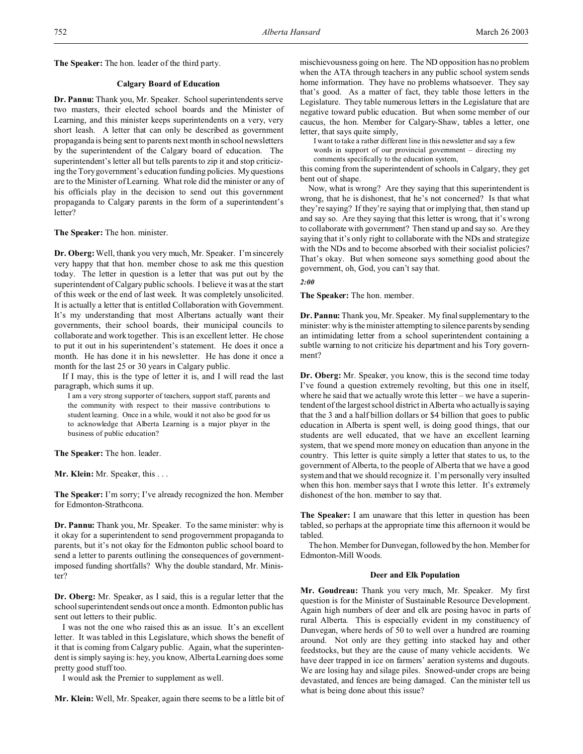**The Speaker:** The hon. leader of the third party.

### Calgary Board of Education

**Dr. Pannu:** Thank you, Mr. Speaker. School superintendents serve two masters, their elected school boards and the Minister of Learning, and this minister keeps superintendents on a very, very short leash. A letter that can only be described as government propaganda is being sent to parents next month in school newsletters by the superintendent of the Calgary board of education. The superintendent's letter all but tells parents to zip it and stop criticizing the Tory government's education funding policies. My questions are to the Minister of Learning. What role did the minister or any of his officials play in the decision to send out this government propaganda to Calgary parents in the form of a superintendent's letter?

**The Speaker:** The hon. minister.

**Dr. Oberg:** Well, thank you very much, Mr. Speaker. I'm sincerely very happy that that hon. member chose to ask me this question today. The letter in question is a letter that was put out by the superintendent of Calgary public schools. I believe it was at the start of this week or the end of last week. It was completely unsolicited. It is actually a letter that is entitled Collaboration with Government. It's my understanding that most Albertans actually want their governments, their school boards, their municipal councils to collaborate and work together. This is an excellent letter. He chose to put it out in his superintendent's statement. He does it once a month. He has done it in his newsletter. He has done it once a month for the last 25 or 30 years in Calgary public.

If I may, this is the type of letter it is, and I will read the last paragraph, which sums it up.

> I am a very strong supporter of teachers, support staff, parents and the community with respect to their massive contributions to student learning. Once in a while, would it not also be good for us to acknowledge that Alberta Learning is a major player in the business of public education?

**The Speaker:** The hon. leader.

**Mr. Klein:** Mr. Speaker, this . . .

**The Speaker:** I'm sorry; I've already recognized the hon. Member for Edmonton-Strathcona.

**Dr. Pannu:** Thank you, Mr. Speaker. To the same minister: why is it okay for a superintendent to send progovernment propaganda to parents, but it's not okay for the Edmonton public school board to send a letter to parents outlining the consequences of government-imposed funding shortfalls? Why the double standard, Mr. Minister?

**Dr. Oberg:** Mr. Speaker, as I said, this is a regular letter that the school superintendent sends out once a month. Edmonton public has sent out letters to their public.

I was not the one who raised this as an issue. It's an excellent letter. It was tabled in this Legislature, which shows the benefit of it that is coming from Calgary public. Again, what the superintendent is simply saying is: hey, you know, Alberta Learning does some pretty good stuff too.

I would ask the Premier to supplement as well.

**Mr. Klein:** Well, Mr. Speaker, again there seems to be a little bit of mischievousness going on here. The ND opposition has no problem when the ATA through teachers in any public school system sends home information. They have no problems whatsoever. They say that's good. As a matter of fact, they table those letters in the Legislature. They table numerous letters in the Legislature that are negative toward public education. But when some member of our caucus, the hon. Member for Calgary-Shaw, tables a letter, one letter, that says quite simply,

> I want to take a rather different line in this newsletter and say a few words in support of our provincial government – directing my comments specifically to the education system,

this coming from the superintendent of schools in Calgary, they get bent out of shape.

Now, what is wrong? Are they saying that this superintendent is wrong, that he is dishonest, that he's not concerned? Is that what they're saying? If they're saying that or implying that, then stand up and say so. Are they saying that this letter is wrong, that it's wrong to collaborate with government? Then stand up and say so. Are they saying that it's only right to collaborate with the NDs and strategize with the NDs and to become absorbed with their socialist policies? That's okay. But when someone says something good about the government, oh, God, you can't say that.

*2:00*

**The Speaker:** The hon. member.

**Dr. Pannu:** Thank you, Mr. Speaker. My final supplementary to the minister: why is the minister attempting to silence parents by sending an intimidating letter from a school superintendent containing a subtle warning to not criticize his department and his Tory government?

**Dr. Oberg:** Mr. Speaker, you know, this is the second time today I've found a question extremely revolting, but this one in itself, where he said that we actually wrote this letter – we have a superintendent of the largest school district in Alberta who actually is saying that the 3 and a half billion dollars or $4 billion that goes to public education in Alberta is spent well, is doing good things, that our students are well educated, that we have an excellent learning system, that we spend more money on education than anyone in the country. This letter is quite simply a letter that states to us, to the government of Alberta, to the people of Alberta that we have a good system and that we should recognize it. I'm personally very insulted when this hon. member says that I wrote this letter. It's extremely dishonest of the hon. member to say that.

**The Speaker:** I am unaware that this letter in question has been tabled, so perhaps at the appropriate time this afternoon it would be tabled.

The hon. Member for Dunvegan, followed by the hon. Member for Edmonton-Mill Woods.

### Deer and Elk Population

**Mr. Goudreau:** Thank you very much, Mr. Speaker. My first question is for the Minister of Sustainable Resource Development. Again high numbers of deer and elk are posing havoc in parts of rural Alberta. This is especially evident in my constituency of Dunvegan, where herds of 50 to well over a hundred are roaming around. Not only are they getting into stacked hay and other feedstocks, but they are the cause of many vehicle accidents. We have deer trapped in ice on farmers' aeration systems and dugouts. We are losing hay and silage piles. Snowed-under crops are being devastated, and fences are being damaged. Can the minister tell us what is being done about this issue?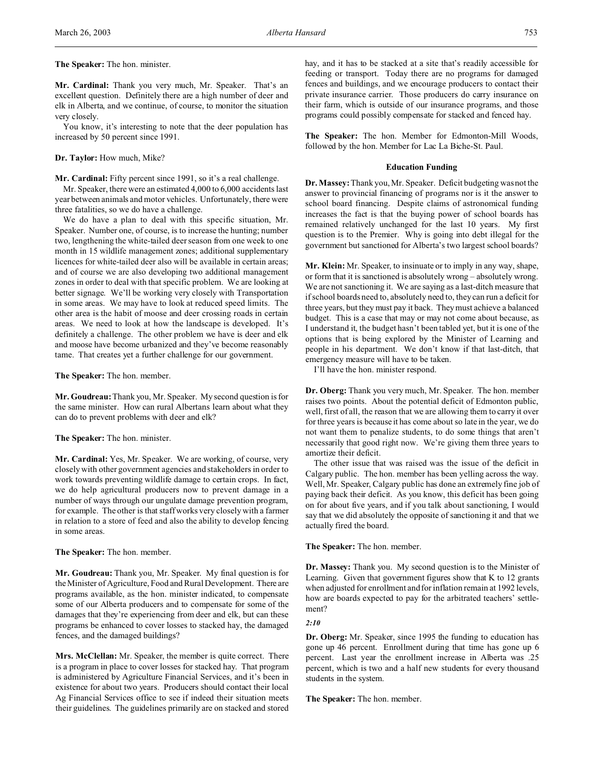**The Speaker:** The hon. minister.

**Mr. Cardinal:** Thank you very much, Mr. Speaker. That's an excellent question. Definitely there are a high number of deer and elk in Alberta, and we continue, of course, to monitor the situation very closely.

You know, it's interesting to note that the deer population has increased by 50 percent since 1991.

**Dr. Taylor:** How much, Mike?

**Mr. Cardinal:** Fifty percent since 1991, so it's a real challenge.

Mr. Speaker, there were an estimated 4,000 to 6,000 accidents last year between animals and motor vehicles. Unfortunately, there were three fatalities, so we do have a challenge.

We do have a plan to deal with this specific situation, Mr. Speaker. Number one, of course, is to increase the hunting; number two, lengthening the white-tailed deer season from one week to one month in 15 wildlife management zones; additional supplementary licences for white-tailed deer also will be available in certain areas; and of course we are also developing two additional management zones in order to deal with that specific problem. We are looking at better signage. We'll be working very closely with Transportation in some areas. We may have to look at reduced speed limits. The other area is the habit of moose and deer crossing roads in certain areas. We need to look at how the landscape is developed. It's definitely a challenge. The other problem we have is deer and elk and moose have become urbanized and they've become reasonably tame. That creates yet a further challenge for our government.

**The Speaker:** The hon. member.

**Mr. Goudreau:** Thank you, Mr. Speaker. My second question is for the same minister. How can rural Albertans learn about what they can do to prevent problems with deer and elk?

**The Speaker:** The hon. minister.

**Mr. Cardinal:** Yes, Mr. Speaker. We are working, of course, very closely with other government agencies and stakeholders in order to work towards preventing wildlife damage to certain crops. In fact, we do help agricultural producers now to prevent damage in a number of ways through our ungulate damage prevention program, for example. The other is that staff works very closely with a farmer in relation to a store of feed and also the ability to develop fencing in some areas.

**The Speaker:** The hon. member.

**Mr. Goudreau:** Thank you, Mr. Speaker. My final question is for the Minister of Agriculture, Food and Rural Development. There are programs available, as the hon. minister indicated, to compensate some of our Alberta producers and to compensate for some of the damages that they're experiencing from deer and elk, but can these programs be enhanced to cover losses to stacked hay, the damaged fences, and the damaged buildings?

**Mrs. McClellan:** Mr. Speaker, the member is quite correct. There is a program in place to cover losses for stacked hay. That program is administered by Agriculture Financial Services, and it's been in existence for about two years. Producers should contact their local Ag Financial Services office to see if indeed their situation meets their guidelines. The guidelines primarily are on stacked and stored hay, and it has to be stacked at a site that's readily accessible for feeding or transport. Today there are no programs for damaged fences and buildings, and we encourage producers to contact their private insurance carrier. Those producers do carry insurance on their farm, which is outside of our insurance programs, and those programs could possibly compensate for stacked and fenced hay.

**The Speaker:** The hon. Member for Edmonton-Mill Woods, followed by the hon. Member for Lac La Biche-St. Paul.

## Education Funding

**Dr. Massey:** Thank you, Mr. Speaker. Deficit budgeting was not the answer to provincial financing of programs nor is it the answer to school board financing. Despite claims of astronomical funding increases the fact is that the buying power of school boards has remained relatively unchanged for the last 10 years. My first question is to the Premier. Why is going into debt illegal for the government but sanctioned for Alberta's two largest school boards?

**Mr. Klein:** Mr. Speaker, to insinuate or to imply in any way, shape, or form that it is sanctioned is absolutely wrong – absolutely wrong. We are not sanctioning it. We are saying as a last-ditch measure that if school boards need to, absolutely need to, they can run a deficit for three years, but they must pay it back. They must achieve a balanced budget. This is a case that may or may not come about because, as I understand it, the budget hasn't been tabled yet, but it is one of the options that is being explored by the Minister of Learning and people in his department. We don't know if that last-ditch, that emergency measure will have to be taken.

I'll have the hon. minister respond.

**Dr. Oberg:** Thank you very much, Mr. Speaker. The hon. member raises two points. About the potential deficit of Edmonton public, well, first of all, the reason that we are allowing them to carry it over for three years is because it has come about so late in the year, we do not want them to penalize students, to do some things that aren't necessarily that good right now. We're giving them three years to amortize their deficit.

The other issue that was raised was the issue of the deficit in Calgary public. The hon. member has been yelling across the way. Well, Mr. Speaker, Calgary public has done an extremely fine job of paying back their deficit. As you know, this deficit has been going on for about five years, and if you talk about sanctioning, I would say that we did absolutely the opposite of sanctioning it and that we actually fired the board.

**The Speaker:** The hon. member.

**Dr. Massey:** Thank you. My second question is to the Minister of Learning. Given that government figures show that K to 12 grants when adjusted for enrollment and for inflation remain at 1992 levels, how are boards expected to pay for the arbitrated teachers' settlement?

*2:10*

**Dr. Oberg:** Mr. Speaker, since 1995 the funding to education has gone up 46 percent. Enrollment during that time has gone up 6 percent. Last year the enrollment increase in Alberta was .25 percent, which is two and a half new students for every thousand students in the system.

**The Speaker:** The hon. member.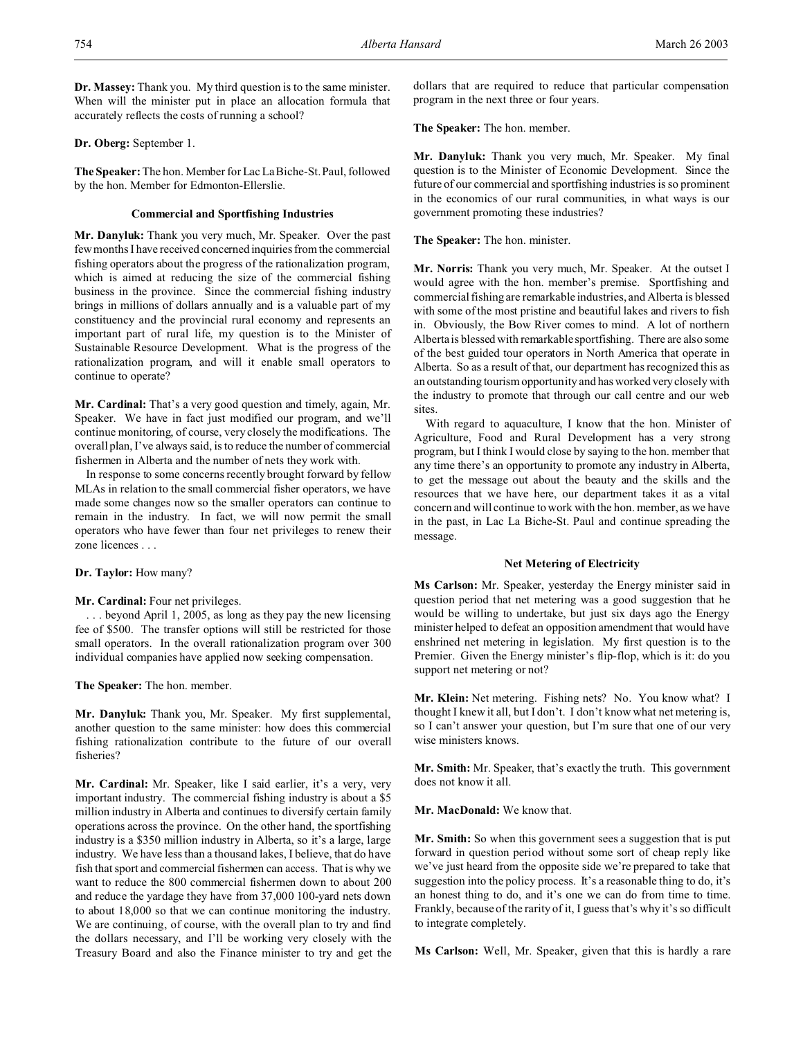**Dr. Massey:** Thank you. My third question is to the same minister. When will the minister put in place an allocation formula that accurately reflects the costs of running a school?

**Dr. Oberg:** September 1.

**The Speaker:** The hon. Member for Lac La Biche-St. Paul, followed by the hon. Member for Edmonton-Ellerslie.

### Commercial and Sportfishing Industries

**Mr. Danyluk:** Thank you very much, Mr. Speaker. Over the past few months I have received concerned inquiries from the commercial fishing operators about the progress of the rationalization program, which is aimed at reducing the size of the commercial fishing business in the province. Since the commercial fishing industry brings in millions of dollars annually and is a valuable part of my constituency and the provincial rural economy and represents an important part of rural life, my question is to the Minister of Sustainable Resource Development. What is the progress of the rationalization program, and will it enable small operators to continue to operate?

**Mr. Cardinal:** That's a very good question and timely, again, Mr. Speaker. We have in fact just modified our program, and we'll continue monitoring, of course, very closely the modifications. The overall plan, I've always said, is to reduce the number of commercial fishermen in Alberta and the number of nets they work with.

In response to some concerns recently brought forward by fellow MLAs in relation to the small commercial fisher operators, we have made some changes now so the smaller operators can continue to remain in the industry. In fact, we will now permit the small operators who have fewer than four net privileges to renew their zone licences . . .

**Dr. Taylor:** How many?

**Mr. Cardinal:** Four net privileges.

. . . beyond April 1, 2005, as long as they pay the new licensing fee of $500. The transfer options will still be restricted for those small operators. In the overall rationalization program over 300 individual companies have applied now seeking compensation.

**The Speaker:** The hon. member.

**Mr. Danyluk:** Thank you, Mr. Speaker. My first supplemental, another question to the same minister: how does this commercial fishing rationalization contribute to the future of our overall fisheries?

**Mr. Cardinal:** Mr. Speaker, like I said earlier, it's a very, very important industry. The commercial fishing industry is about a $5 million industry in Alberta and continues to diversify certain family operations across the province. On the other hand, the sportfishing industry is a $350 million industry in Alberta, so it's a large, large industry. We have less than a thousand lakes, I believe, that do have fish that sport and commercial fishermen can access. That is why we want to reduce the 800 commercial fishermen down to about 200 and reduce the yardage they have from 37,000 100-yard nets down to about 18,000 so that we can continue monitoring the industry. We are continuing, of course, with the overall plan to try and find the dollars necessary, and I'll be working very closely with the Treasury Board and also the Finance minister to try and get the dollars that are required to reduce that particular compensation program in the next three or four years.

**The Speaker:** The hon. member.

**Mr. Danyluk:** Thank you very much, Mr. Speaker. My final question is to the Minister of Economic Development. Since the future of our commercial and sportfishing industries is so prominent in the economics of our rural communities, in what ways is our government promoting these industries?

**The Speaker:** The hon. minister.

**Mr. Norris:** Thank you very much, Mr. Speaker. At the outset I would agree with the hon. member's premise. Sportfishing and commercial fishing are remarkable industries, and Alberta is blessed with some of the most pristine and beautiful lakes and rivers to fish in. Obviously, the Bow River comes to mind. A lot of northern Alberta is blessed with remarkable sportfishing. There are also some of the best guided tour operators in North America that operate in Alberta. So as a result of that, our department has recognized this as an outstanding tourism opportunity and has worked very closely with the industry to promote that through our call centre and our web sites.

With regard to aquaculture, I know that the hon. Minister of Agriculture, Food and Rural Development has a very strong program, but I think I would close by saying to the hon. member that any time there's an opportunity to promote any industry in Alberta, to get the message out about the beauty and the skills and the resources that we have here, our department takes it as a vital concern and will continue to work with the hon. member, as we have in the past, in Lac La Biche-St. Paul and continue spreading the message.

### Net Metering of Electricity

**Ms Carlson:** Mr. Speaker, yesterday the Energy minister said in question period that net metering was a good suggestion that he would be willing to undertake, but just six days ago the Energy minister helped to defeat an opposition amendment that would have enshrined net metering in legislation. My first question is to the Premier. Given the Energy minister's flip-flop, which is it: do you support net metering or not?

**Mr. Klein:** Net metering. Fishing nets? No. You know what? I thought I knew it all, but I don't. I don't know what net metering is, so I can't answer your question, but I'm sure that one of our very wise ministers knows.

**Mr. Smith:** Mr. Speaker, that's exactly the truth. This government does not know it all.

**Mr. MacDonald:** We know that.

**Mr. Smith:** So when this government sees a suggestion that is put forward in question period without some sort of cheap reply like we've just heard from the opposite side we're prepared to take that suggestion into the policy process. It's a reasonable thing to do, it's an honest thing to do, and it's one we can do from time to time. Frankly, because of the rarity of it, I guess that's why it's so difficult to integrate completely.

**Ms Carlson:** Well, Mr. Speaker, given that this is hardly a rare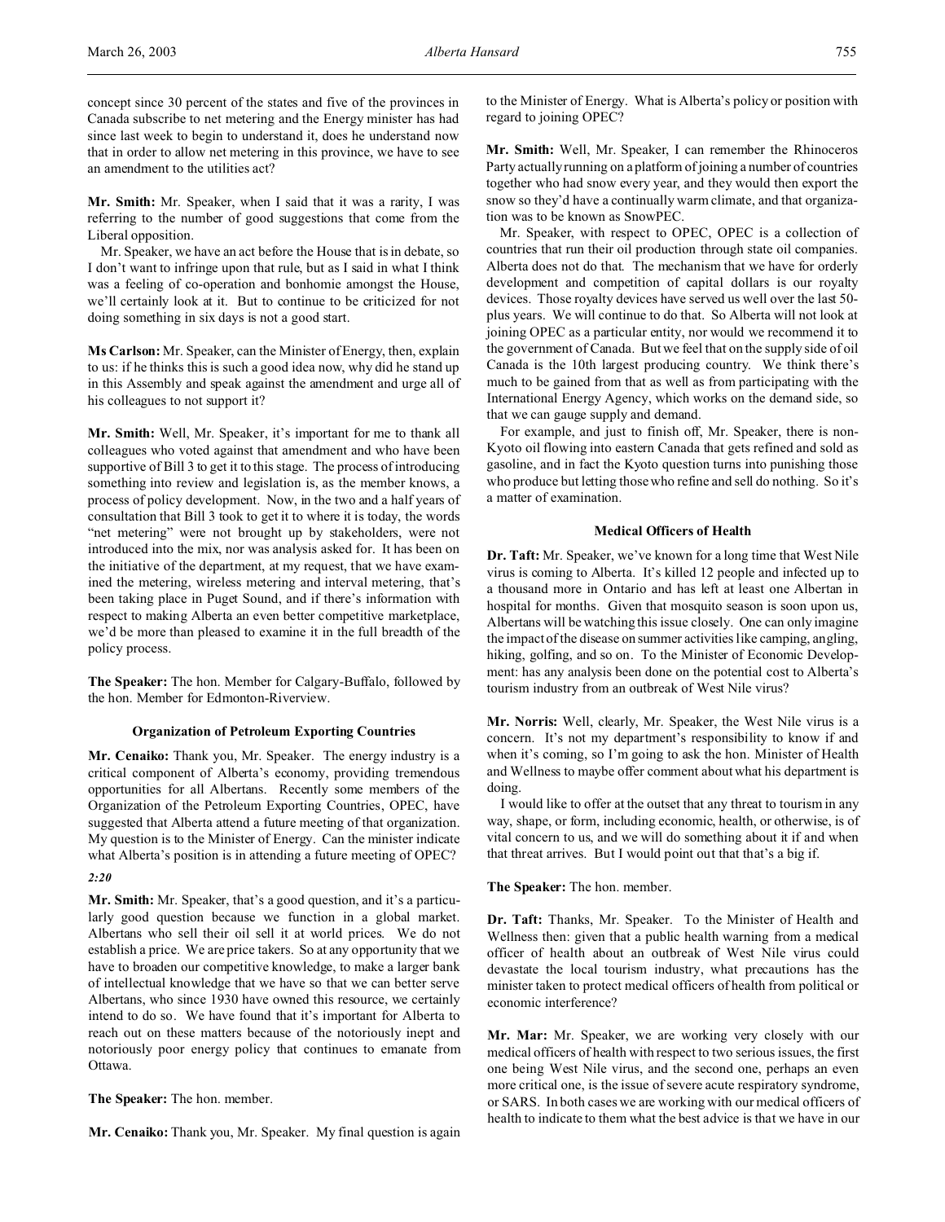concept since 30 percent of the states and five of the provinces in Canada subscribe to net metering and the Energy minister has had since last week to begin to understand it, does he understand now that in order to allow net metering in this province, we have to see an amendment to the utilities act?

**Mr. Smith:** Mr. Speaker, when I said that it was a rarity, I was referring to the number of good suggestions that come from the Liberal opposition.

Mr. Speaker, we have an act before the House that is in debate, so I don't want to infringe upon that rule, but as I said in what I think was a feeling of co-operation and bonhomie amongst the House, we'll certainly look at it. But to continue to be criticized for not doing something in six days is not a good start.

**Ms Carlson:** Mr. Speaker, can the Minister of Energy, then, explain to us: if he thinks this is such a good idea now, why did he stand up in this Assembly and speak against the amendment and urge all of his colleagues to not support it?

**Mr. Smith:** Well, Mr. Speaker, it's important for me to thank all colleagues who voted against that amendment and who have been supportive of Bill 3 to get it to this stage. The process of introducing something into review and legislation is, as the member knows, a process of policy development. Now, in the two and a half years of consultation that Bill 3 took to get it to where it is today, the words "net metering" were not introduced into the mix, nor was analysis asked for. It has been on the initiative of the department, at my request, that we have examined the metering, wireless metering and interval metering, that's been taking place in Puget Sound, and if there's information with respect to making Alberta an even better competitive marketplace, we'd be more than pleased to examine it in the full breadth of the policy process.

**The Speaker:** The hon. Member for Calgary-Buffalo, followed by the hon. Member for Edmonton-Riverview.

### Organization of Petroleum Exporting Countries

**Mr. Cenaiko:** Thank you, Mr. Speaker. The energy industry is a critical component of Alberta's economy, providing tremendous opportunities for all Albertans. Recently some members of the Organization of the Petroleum Exporting Countries, OPEC, have suggested that Alberta attend a future meeting of that organization. My question is to the Minister of Energy. Can the minister indicate what Alberta's position is in attending a future meeting of OPEC?

*2:20*

**Mr. Smith:** Mr. Speaker, that's a good question, and it's a particularly good question because we function in a global market. Albertans who sell their oil sell it at world prices. We do not establish a price. We are price takers. So at any opportunity that we have to broaden our competitive knowledge, to make a larger bank of intellectual knowledge that we have so that we can better serve Albertans, who since 1930 have owned this resource, we certainly intend to do so. We have found that it's important for Alberta to reach out on these matters because of the notoriously inept and notoriously poor energy policy that continues to emanate from Ottawa.

**The Speaker:** The hon. member.

**Mr. Cenaiko:** Thank you, Mr. Speaker. My final question is again to the Minister of Energy. What is Alberta's policy or position with regard to joining OPEC?

**Mr. Smith:** Well, Mr. Speaker, I can remember the Rhinoceros Party actually running on a platform of joining a number of countries together who had snow every year, and they would then export the snow so they'd have a continually warm climate, and that organization was to be known as SnowPEC.

Mr. Speaker, with respect to OPEC, OPEC is a collection of countries that run their oil production through state oil companies. Alberta does not do that. The mechanism that we have for orderly development and competition of capital dollars is our royalty devices. Those royalty devices have served us well over the last 50-plus years. We will continue to do that. So Alberta will not look at joining OPEC as a particular entity, nor would we recommend it to the government of Canada. But we feel that on the supply side of oil Canada is the 10th largest producing country. We think there's much to be gained from that as well as from participating with the International Energy Agency, which works on the demand side, so that we can gauge supply and demand.

For example, and just to finish off, Mr. Speaker, there is non-Kyoto oil flowing into eastern Canada that gets refined and sold as gasoline, and in fact the Kyoto question turns into punishing those who produce but letting those who refine and sell do nothing. So it's a matter of examination.

### Medical Officers of Health

**Dr. Taft:** Mr. Speaker, we've known for a long time that West Nile virus is coming to Alberta. It's killed 12 people and infected up to a thousand more in Ontario and has left at least one Albertan in hospital for months. Given that mosquito season is soon upon us, Albertans will be watching this issue closely. One can only imagine the impact of the disease on summer activities like camping, angling, hiking, golfing, and so on. To the Minister of Economic Development: has any analysis been done on the potential cost to Alberta's tourism industry from an outbreak of West Nile virus?

**Mr. Norris:** Well, clearly, Mr. Speaker, the West Nile virus is a concern. It's not my department's responsibility to know if and when it's coming, so I'm going to ask the hon. Minister of Health and Wellness to maybe offer comment about what his department is doing.

I would like to offer at the outset that any threat to tourism in any way, shape, or form, including economic, health, or otherwise, is of vital concern to us, and we will do something about it if and when that threat arrives. But I would point out that that's a big if.

**The Speaker:** The hon. member.

**Dr. Taft:** Thanks, Mr. Speaker. To the Minister of Health and Wellness then: given that a public health warning from a medical officer of health about an outbreak of West Nile virus could devastate the local tourism industry, what precautions has the minister taken to protect medical officers of health from political or economic interference?

**Mr. Mar:** Mr. Speaker, we are working very closely with our medical officers of health with respect to two serious issues, the first one being West Nile virus, and the second one, perhaps an even more critical one, is the issue of severe acute respiratory syndrome, or SARS. In both cases we are working with our medical officers of health to indicate to them what the best advice is that we have in our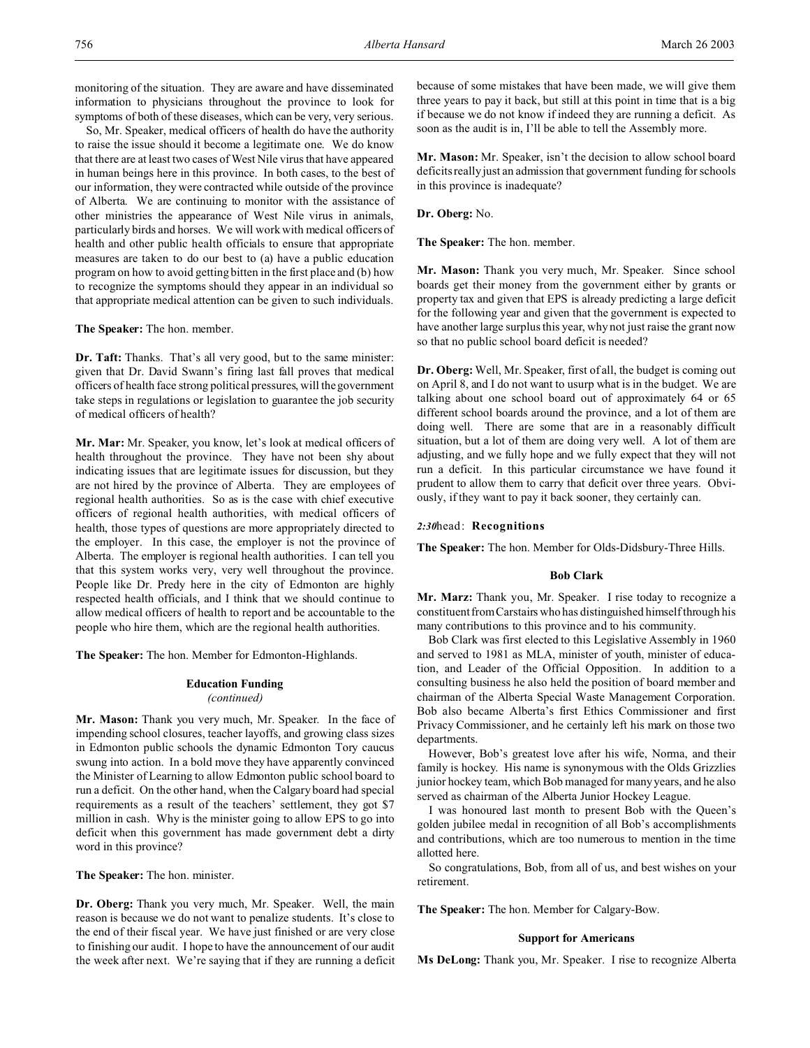monitoring of the situation. They are aware and have disseminated information to physicians throughout the province to look for symptoms of both of these diseases, which can be very, very serious.

So, Mr. Speaker, medical officers of health do have the authority to raise the issue should it become a legitimate one. We do know that there are at least two cases of West Nile virus that have appeared in human beings here in this province. In both cases, to the best of our information, they were contracted while outside of the province of Alberta. We are continuing to monitor with the assistance of other ministries the appearance of West Nile virus in animals, particularly birds and horses. We will work with medical officers of health and other public health officials to ensure that appropriate measures are taken to do our best to (a) have a public education program on how to avoid getting bitten in the first place and (b) how to recognize the symptoms should they appear in an individual so that appropriate medical attention can be given to such individuals.

**The Speaker:** The hon. member.

**Dr. Taft:** Thanks. That's all very good, but to the same minister: given that Dr. David Swann's firing last fall proves that medical officers of health face strong political pressures, will the government take steps in regulations or legislation to guarantee the job security of medical officers of health?

**Mr. Mar:** Mr. Speaker, you know, let's look at medical officers of health throughout the province. They have not been shy about indicating issues that are legitimate issues for discussion, but they are not hired by the province of Alberta. They are employees of regional health authorities. So as is the case with chief executive officers of regional health authorities, with medical officers of health, those types of questions are more appropriately directed to the employer. In this case, the employer is not the province of Alberta. The employer is regional health authorities. I can tell you that this system works very, very well throughout the province. People like Dr. Predy here in the city of Edmonton are highly respected health officials, and I think that we should continue to allow medical officers of health to report and be accountable to the people who hire them, which are the regional health authorities.

**The Speaker:** The hon. Member for Edmonton-Highlands.

### Education Funding
*(continued)*

**Mr. Mason:** Thank you very much, Mr. Speaker. In the face of impending school closures, teacher layoffs, and growing class sizes in Edmonton public schools the dynamic Edmonton Tory caucus swung into action. In a bold move they have apparently convinced the Minister of Learning to allow Edmonton public school board to run a deficit. On the other hand, when the Calgary board had special requirements as a result of the teachers' settlement, they got $7 million in cash. Why is the minister going to allow EPS to go into deficit when this government has made government debt a dirty word in this province?

**The Speaker:** The hon. minister.

**Dr. Oberg:** Thank you very much, Mr. Speaker. Well, the main reason is because we do not want to penalize students. It's close to the end of their fiscal year. We have just finished or are very close to finishing our audit. I hope to have the announcement of our audit the week after next. We're saying that if they are running a deficit because of some mistakes that have been made, we will give them three years to pay it back, but still at this point in time that is a big if because we do not know if indeed they are running a deficit. As soon as the audit is in, I'll be able to tell the Assembly more.

**Mr. Mason:** Mr. Speaker, isn't the decision to allow school board deficits really just an admission that government funding for schools in this province is inadequate?

**Dr. Oberg:** No.

**The Speaker:** The hon. member.

**Mr. Mason:** Thank you very much, Mr. Speaker. Since school boards get their money from the government either by grants or property tax and given that EPS is already predicting a large deficit for the following year and given that the government is expected to have another large surplus this year, why not just raise the grant now so that no public school board deficit is needed?

**Dr. Oberg:** Well, Mr. Speaker, first of all, the budget is coming out on April 8, and I do not want to usurp what is in the budget. We are talking about one school board out of approximately 64 or 65 different school boards around the province, and a lot of them are doing well. There are some that are in a reasonably difficult situation, but a lot of them are doing very well. A lot of them are adjusting, and we fully hope and we fully expect that they will not run a deficit. In this particular circumstance we have found it prudent to allow them to carry that deficit over three years. Obviously, if they want to pay it back sooner, they certainly can.

*2:30* head: **Recognitions**

**The Speaker:** The hon. Member for Olds-Didsbury-Three Hills.

### Bob Clark

**Mr. Marz:** Thank you, Mr. Speaker. I rise today to recognize a constituent from Carstairs who has distinguished himself through his many contributions to this province and to his community.

Bob Clark was first elected to this Legislative Assembly in 1960 and served to 1981 as MLA, minister of youth, minister of education, and Leader of the Official Opposition. In addition to a consulting business he also held the position of board member and chairman of the Alberta Special Waste Management Corporation. Bob also became Alberta's first Ethics Commissioner and first Privacy Commissioner, and he certainly left his mark on those two departments.

However, Bob's greatest love after his wife, Norma, and their family is hockey. His name is synonymous with the Olds Grizzlies junior hockey team, which Bob managed for many years, and he also served as chairman of the Alberta Junior Hockey League.

I was honoured last month to present Bob with the Queen's golden jubilee medal in recognition of all Bob's accomplishments and contributions, which are too numerous to mention in the time allotted here.

So congratulations, Bob, from all of us, and best wishes on your retirement.

**The Speaker:** The hon. Member for Calgary-Bow.

### Support for Americans

**Ms DeLong:** Thank you, Mr. Speaker. I rise to recognize Alberta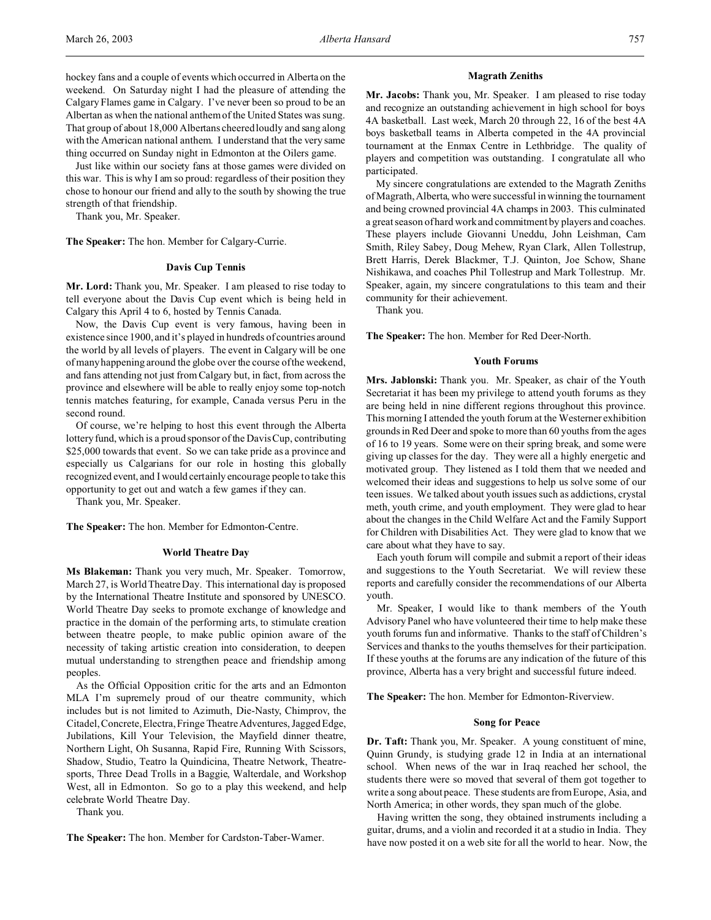hockey fans and a couple of events which occurred in Alberta on the weekend. On Saturday night I had the pleasure of attending the Calgary Flames game in Calgary. I've never been so proud to be an Albertan as when the national anthem of the United States was sung. That group of about 18,000 Albertans cheered loudly and sang along with the American national anthem. I understand that the very same thing occurred on Sunday night in Edmonton at the Oilers game.

Just like within our society fans at those games were divided on this war. This is why I am so proud: regardless of their position they chose to honour our friend and ally to the south by showing the true strength of that friendship.

Thank you, Mr. Speaker.

**The Speaker:** The hon. Member for Calgary-Currie.

### Davis Cup Tennis

**Mr. Lord:** Thank you, Mr. Speaker. I am pleased to rise today to tell everyone about the Davis Cup event which is being held in Calgary this April 4 to 6, hosted by Tennis Canada.

Now, the Davis Cup event is very famous, having been in existence since 1900, and it's played in hundreds of countries around the world by all levels of players. The event in Calgary will be one of many happening around the globe over the course of the weekend, and fans attending not just from Calgary but, in fact, from across the province and elsewhere will be able to really enjoy some top-notch tennis matches featuring, for example, Canada versus Peru in the second round.

Of course, we're helping to host this event through the Alberta lottery fund, which is a proud sponsor of the Davis Cup, contributing $25,000 towards that event. So we can take pride as a province and especially us Calgarians for our role in hosting this globally recognized event, and I would certainly encourage people to take this opportunity to get out and watch a few games if they can.

Thank you, Mr. Speaker.

**The Speaker:** The hon. Member for Edmonton-Centre.

### World Theatre Day

**Ms Blakeman:** Thank you very much, Mr. Speaker. Tomorrow, March 27, is World Theatre Day. This international day is proposed by the International Theatre Institute and sponsored by UNESCO. World Theatre Day seeks to promote exchange of knowledge and practice in the domain of the performing arts, to stimulate creation between theatre people, to make public opinion aware of the necessity of taking artistic creation into consideration, to deepen mutual understanding to strengthen peace and friendship among peoples.

As the Official Opposition critic for the arts and an Edmonton MLA I'm supremely proud of our theatre community, which includes but is not limited to Azimuth, Die-Nasty, Chimprov, the Citadel, Concrete, Electra, Fringe Theatre Adventures, Jagged Edge, Jubilations, Kill Your Television, the Mayfield dinner theatre, Northern Light, Oh Susanna, Rapid Fire, Running With Scissors, Shadow, Studio, Teatro la Quindicina, Theatre Network, Theatresports, Three Dead Trolls in a Baggie, Walterdale, and Workshop West, all in Edmonton. So go to a play this weekend, and help celebrate World Theatre Day.

Thank you.

**The Speaker:** The hon. Member for Cardston-Taber-Warner.

### Magrath Zeniths

**Mr. Jacobs:** Thank you, Mr. Speaker. I am pleased to rise today and recognize an outstanding achievement in high school for boys 4A basketball. Last week, March 20 through 22, 16 of the best 4A boys basketball teams in Alberta competed in the 4A provincial tournament at the Enmax Centre in Lethbridge. The quality of players and competition was outstanding. I congratulate all who participated.

My sincere congratulations are extended to the Magrath Zeniths of Magrath, Alberta, who were successful in winning the tournament and being crowned provincial 4A champs in 2003. This culminated a great season of hard work and commitment by players and coaches. These players include Giovanni Uneddu, John Leishman, Cam Smith, Riley Sabey, Doug Mehew, Ryan Clark, Allen Tollestrup, Brett Harris, Derek Blackmer, T.J. Quinton, Joe Schow, Shane Nishikawa, and coaches Phil Tollestrup and Mark Tollestrup. Mr. Speaker, again, my sincere congratulations to this team and their community for their achievement.

Thank you.

**The Speaker:** The hon. Member for Red Deer-North.

### Youth Forums

**Mrs. Jablonski:** Thank you. Mr. Speaker, as chair of the Youth Secretariat it has been my privilege to attend youth forums as they are being held in nine different regions throughout this province. This morning I attended the youth forum at the Westerner exhibition grounds in Red Deer and spoke to more than 60 youths from the ages of 16 to 19 years. Some were on their spring break, and some were giving up classes for the day. They were all a highly energetic and motivated group. They listened as I told them that we needed and welcomed their ideas and suggestions to help us solve some of our teen issues. We talked about youth issues such as addictions, crystal meth, youth crime, and youth employment. They were glad to hear about the changes in the Child Welfare Act and the Family Support for Children with Disabilities Act. They were glad to know that we care about what they have to say.

Each youth forum will compile and submit a report of their ideas and suggestions to the Youth Secretariat. We will review these reports and carefully consider the recommendations of our Alberta youth.

Mr. Speaker, I would like to thank members of the Youth Advisory Panel who have volunteered their time to help make these youth forums fun and informative. Thanks to the staff of Children's Services and thanks to the youths themselves for their participation. If these youths at the forums are any indication of the future of this province, Alberta has a very bright and successful future indeed.

**The Speaker:** The hon. Member for Edmonton-Riverview.

### Song for Peace

**Dr. Taft:** Thank you, Mr. Speaker. A young constituent of mine, Quinn Grundy, is studying grade 12 in India at an international school. When news of the war in Iraq reached her school, the students there were so moved that several of them got together to write a song about peace. These students are from Europe, Asia, and North America; in other words, they span much of the globe.

Having written the song, they obtained instruments including a guitar, drums, and a violin and recorded it at a studio in India. They have now posted it on a web site for all the world to hear. Now, the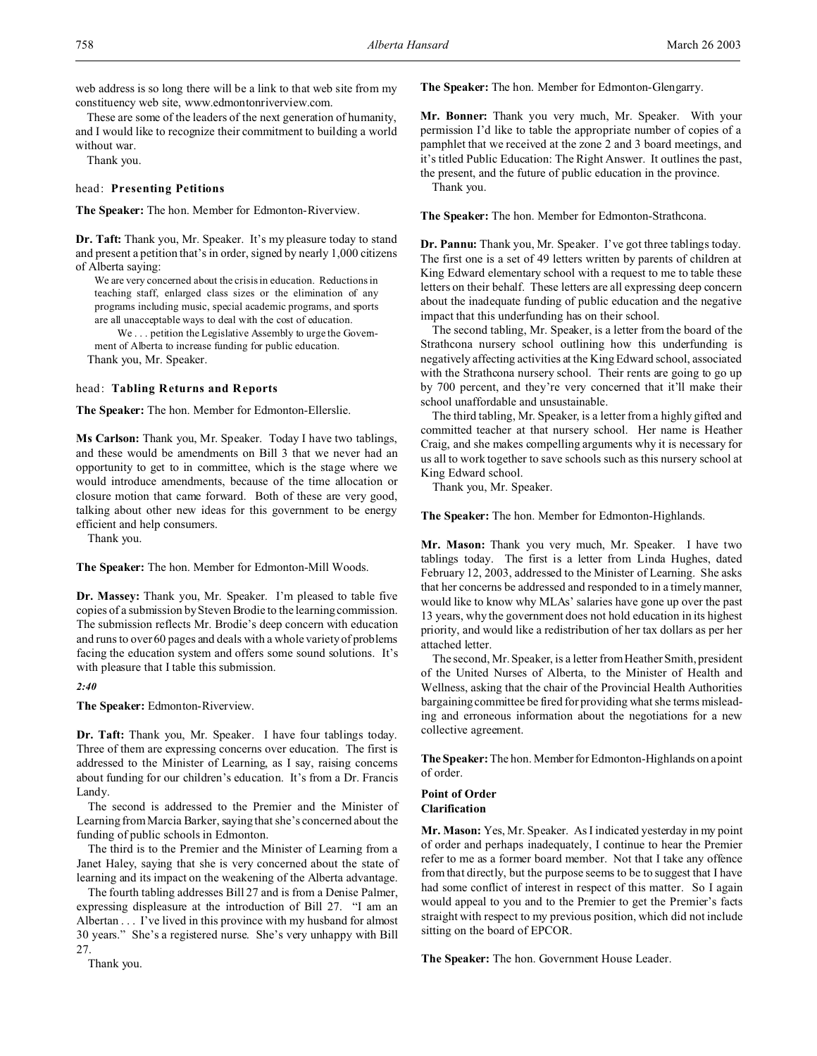web address is so long there will be a link to that web site from my constituency web site, www.edmontonriverview.com.

These are some of the leaders of the next generation of humanity, and I would like to recognize their commitment to building a world without war.

Thank you.

head: **Presenting Petitions**

**The Speaker:** The hon. Member for Edmonton-Riverview.

**Dr. Taft:** Thank you, Mr. Speaker. It's my pleasure today to stand and present a petition that's in order, signed by nearly 1,000 citizens of Alberta saying:

> We are very concerned about the crisis in education. Reductions in teaching staff, enlarged class sizes or the elimination of any programs including music, special academic programs, and sports are all unacceptable ways to deal with the cost of education.
>
> We . . . petition the Legislative Assembly to urge the Government of Alberta to increase funding for public education.

Thank you, Mr. Speaker.

head: **Tabling Returns and Reports**

**The Speaker:** The hon. Member for Edmonton-Ellerslie.

**Ms Carlson:** Thank you, Mr. Speaker. Today I have two tablings, and these would be amendments on Bill 3 that we never had an opportunity to get to in committee, which is the stage where we would introduce amendments, because of the time allocation or closure motion that came forward. Both of these are very good, talking about other new ideas for this government to be energy efficient and help consumers.

Thank you.

**The Speaker:** The hon. Member for Edmonton-Mill Woods.

**Dr. Massey:** Thank you, Mr. Speaker. I'm pleased to table five copies of a submission by Steven Brodie to the learning commission. The submission reflects Mr. Brodie's deep concern with education and runs to over 60 pages and deals with a whole variety of problems facing the education system and offers some sound solutions. It's with pleasure that I table this submission.

*2:40*

**The Speaker:** Edmonton-Riverview.

**Dr. Taft:** Thank you, Mr. Speaker. I have four tablings today. Three of them are expressing concerns over education. The first is addressed to the Minister of Learning, as I say, raising concerns about funding for our children's education. It's from a Dr. Francis Landy.

The second is addressed to the Premier and the Minister of Learning from Marcia Barker, saying that she's concerned about the funding of public schools in Edmonton.

The third is to the Premier and the Minister of Learning from a Janet Haley, saying that she is very concerned about the state of learning and its impact on the weakening of the Alberta advantage.

The fourth tabling addresses Bill 27 and is from a Denise Palmer, expressing displeasure at the introduction of Bill 27. "I am an Albertan . . . I've lived in this province with my husband for almost 30 years." She's a registered nurse. She's very unhappy with Bill 27.

Thank you.

**The Speaker:** The hon. Member for Edmonton-Glengarry.

**Mr. Bonner:** Thank you very much, Mr. Speaker. With your permission I'd like to table the appropriate number of copies of a pamphlet that we received at the zone 2 and 3 board meetings, and it's titled Public Education: The Right Answer. It outlines the past, the present, and the future of public education in the province.

Thank you.

**The Speaker:** The hon. Member for Edmonton-Strathcona.

**Dr. Pannu:** Thank you, Mr. Speaker. I've got three tablings today. The first one is a set of 49 letters written by parents of children at King Edward elementary school with a request to me to table these letters on their behalf. These letters are all expressing deep concern about the inadequate funding of public education and the negative impact that this underfunding has on their school.

The second tabling, Mr. Speaker, is a letter from the board of the Strathcona nursery school outlining how this underfunding is negatively affecting activities at the King Edward school, associated with the Strathcona nursery school. Their rents are going to go up by 700 percent, and they're very concerned that it'll make their school unaffordable and unsustainable.

The third tabling, Mr. Speaker, is a letter from a highly gifted and committed teacher at that nursery school. Her name is Heather Craig, and she makes compelling arguments why it is necessary for us all to work together to save schools such as this nursery school at King Edward school.

Thank you, Mr. Speaker.

**The Speaker:** The hon. Member for Edmonton-Highlands.

**Mr. Mason:** Thank you very much, Mr. Speaker. I have two tablings today. The first is a letter from Linda Hughes, dated February 12, 2003, addressed to the Minister of Learning. She asks that her concerns be addressed and responded to in a timely manner, would like to know why MLAs' salaries have gone up over the past 13 years, why the government does not hold education in its highest priority, and would like a redistribution of her tax dollars as per her attached letter.

The second, Mr. Speaker, is a letter from Heather Smith, president of the United Nurses of Alberta, to the Minister of Health and Wellness, asking that the chair of the Provincial Health Authorities bargaining committee be fired for providing what she terms misleading and erroneous information about the negotiations for a new collective agreement.

**The Speaker:** The hon. Member for Edmonton-Highlands on a point of order.

**Point of Order**
**Clarification**

**Mr. Mason:** Yes, Mr. Speaker. As I indicated yesterday in my point of order and perhaps inadequately, I continue to hear the Premier refer to me as a former board member. Not that I take any offence from that directly, but the purpose seems to be to suggest that I have had some conflict of interest in respect of this matter. So I again would appeal to you and to the Premier to get the Premier's facts straight with respect to my previous position, which did not include sitting on the board of EPCOR.

**The Speaker:** The hon. Government House Leader.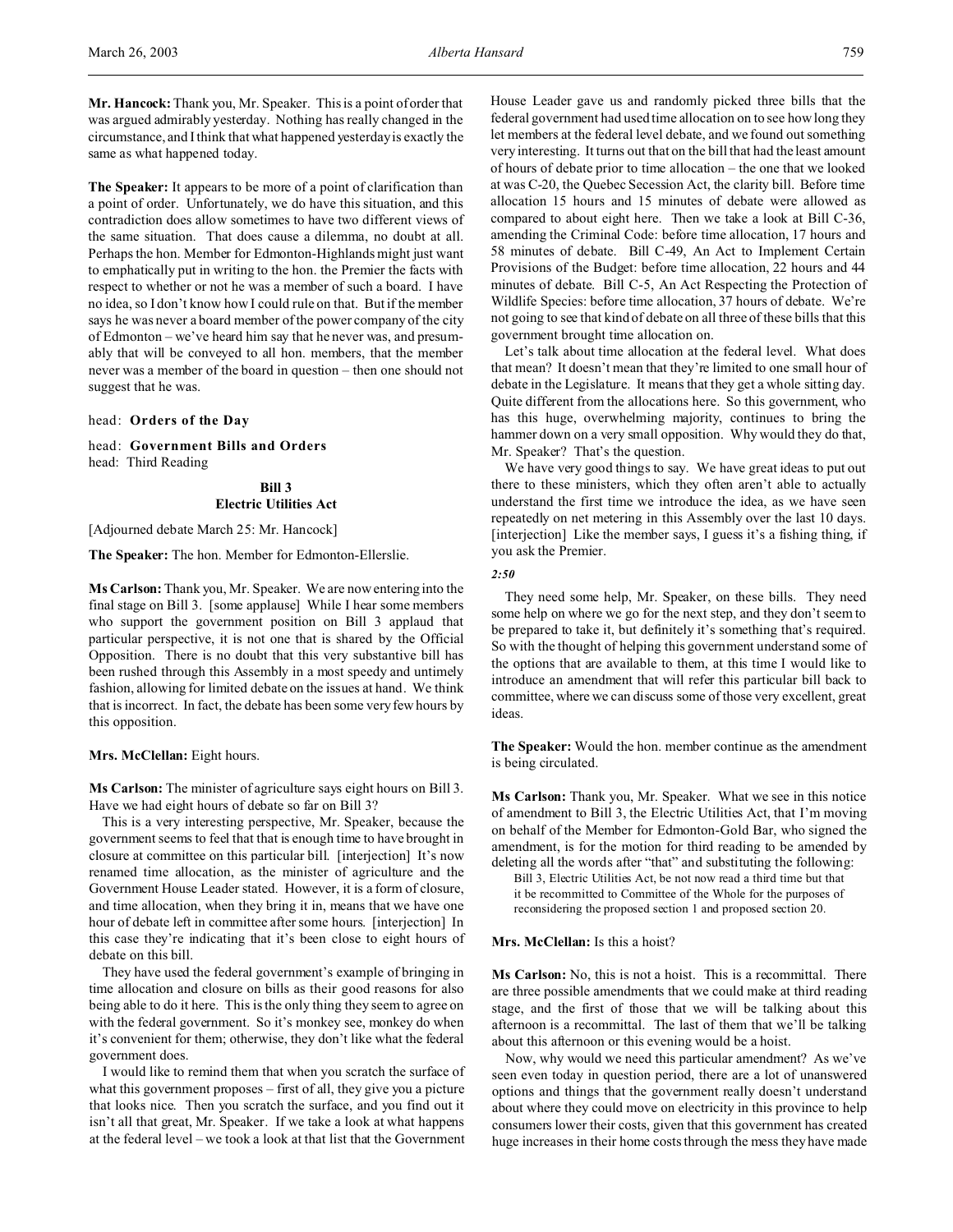**Mr. Hancock:** Thank you, Mr. Speaker. This is a point of order that was argued admirably yesterday. Nothing has really changed in the circumstance, and I think that what happened yesterday is exactly the same as what happened today.

**The Speaker:** It appears to be more of a point of clarification than a point of order. Unfortunately, we do have this situation, and this contradiction does allow sometimes to have two different views of the same situation. That does cause a dilemma, no doubt at all. Perhaps the hon. Member for Edmonton-Highlands might just want to emphatically put in writing to the hon. the Premier the facts with respect to whether or not he was a member of such a board. I have no idea, so I don't know how I could rule on that. But if the member says he was never a board member of the power company of the city of Edmonton – we've heard him say that he never was, and presumably that will be conveyed to all hon. members, that the member never was a member of the board in question – then one should not suggest that he was.

head: **Orders of the Day**

head: **Government Bills and Orders**
head: Third Reading

**Bill 3**
**Electric Utilities Act**

[Adjourned debate March 25: Mr. Hancock]

**The Speaker:** The hon. Member for Edmonton-Ellerslie.

**Ms Carlson:** Thank you, Mr. Speaker. We are now entering into the final stage on Bill 3. [some applause] While I hear some members who support the government position on Bill 3 applaud that particular perspective, it is not one that is shared by the Official Opposition. There is no doubt that this very substantive bill has been rushed through this Assembly in a most speedy and untimely fashion, allowing for limited debate on the issues at hand. We think that is incorrect. In fact, the debate has been some very few hours by this opposition.

**Mrs. McClellan:** Eight hours.

**Ms Carlson:** The minister of agriculture says eight hours on Bill 3. Have we had eight hours of debate so far on Bill 3?

This is a very interesting perspective, Mr. Speaker, because the government seems to feel that that is enough time to have brought in closure at committee on this particular bill. [interjection] It's now renamed time allocation, as the minister of agriculture and the Government House Leader stated. However, it is a form of closure, and time allocation, when they bring it in, means that we have one hour of debate left in committee after some hours. [interjection] In this case they're indicating that it's been close to eight hours of debate on this bill.

They have used the federal government's example of bringing in time allocation and closure on bills as their good reasons for also being able to do it here. This is the only thing they seem to agree on with the federal government. So it's monkey see, monkey do when it's convenient for them; otherwise, they don't like what the federal government does.

I would like to remind them that when you scratch the surface of what this government proposes – first of all, they give you a picture that looks nice. Then you scratch the surface, and you find out it isn't all that great, Mr. Speaker. If we take a look at what happens at the federal level – we took a look at that list that the Government House Leader gave us and randomly picked three bills that the federal government had used time allocation on to see how long they let members at the federal level debate, and we found out something very interesting. It turns out that on the bill that had the least amount of hours of debate prior to time allocation – the one that we looked at was C-20, the Quebec Secession Act, the clarity bill. Before time allocation 15 hours and 15 minutes of debate were allowed as compared to about eight here. Then we take a look at Bill C-36, amending the Criminal Code: before time allocation, 17 hours and 58 minutes of debate. Bill C-49, An Act to Implement Certain Provisions of the Budget: before time allocation, 22 hours and 44 minutes of debate. But C-5, An Act Respecting the Protection of Wildlife Species: before time allocation, 37 hours of debate. We're not going to see that kind of debate on all three of these bills that this government brought time allocation on.

Let's talk about time allocation at the federal level. What does that mean? It doesn't mean that they're limited to one small hour of debate in the Legislature. It means that they get a whole sitting day. Quite different from the allocations here. So this government, who has this huge, overwhelming majority, continues to bring the hammer down on a very small opposition. Why would they do that, Mr. Speaker? That's the question.

We have very good things to say. We have great ideas to put out there to these ministers, which they often aren't able to actually understand the first time we introduce the idea, as we have seen repeatedly on net metering in this Assembly over the last 10 days. [interjection] Like the member says, I guess it's a fishing thing, if you ask the Premier.

*2:50*

They need some help, Mr. Speaker, on these bills. They need some help on where we go for the next step, and they don't seem to be prepared to take it, but definitely it's something that's required. So with the thought of helping this government understand some of the options that are available to them, at this time I would like to introduce an amendment that will refer this particular bill back to committee, where we can discuss some of those very excellent, great ideas.

**The Speaker:** Would the hon. member continue as the amendment is being circulated.

**Ms Carlson:** Thank you, Mr. Speaker. What we see in this notice of amendment to Bill 3, the Electric Utilities Act, that I'm moving on behalf of the Member for Edmonton-Gold Bar, who signed the amendment, is for the motion for third reading to be amended by deleting all the words after "that" and substituting the following:

> Bill 3, Electric Utilities Act, be not now read a third time but that it be recommitted to Committee of the Whole for the purposes of reconsidering the proposed section 1 and proposed section 20.

**Mrs. McClellan:** Is this a hoist?

**Ms Carlson:** No, this is not a hoist. This is a recommittal. There are three possible amendments that we could make at third reading stage, and the first of those that we will be talking about this afternoon is a recommittal. The last of them that we'll be talking about this afternoon or this evening would be a hoist.

Now, why would we need this particular amendment? As we've seen even today in question period, there are a lot of unanswered options and things that the government really doesn't understand about where they could move on electricity in this province to help consumers lower their costs, given that this government has created huge increases in their home costs through the mess they have made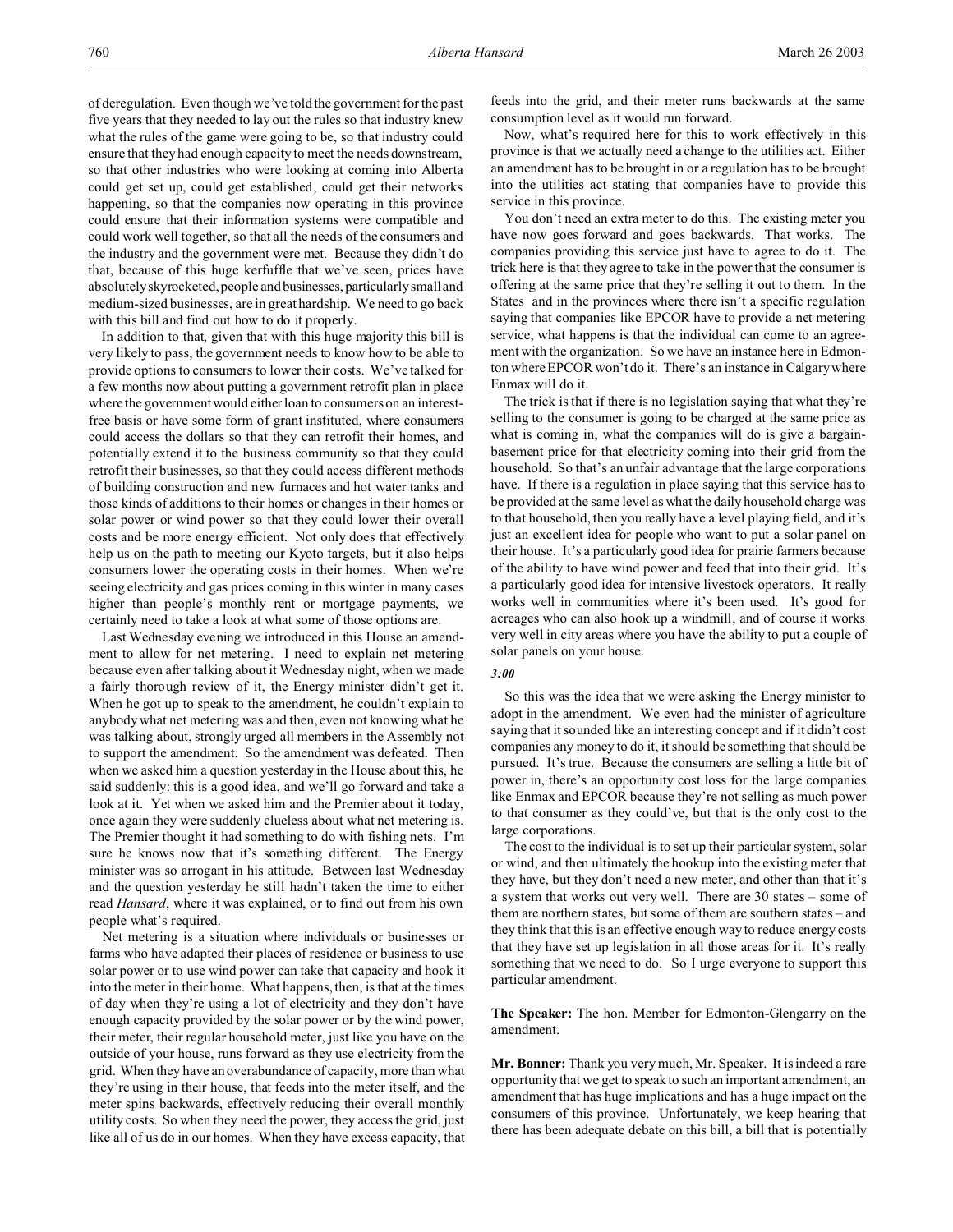of deregulation. Even though we've told the government for the past five years that they needed to lay out the rules so that industry knew what the rules of the game were going to be, so that industry could ensure that they had enough capacity to meet the needs downstream, so that other industries who were looking at coming into Alberta could get set up, could get established, could get their networks happening, so that the companies now operating in this province could ensure that their information systems were compatible and could work well together, so that all the needs of the consumers and the industry and the government were met. Because they didn't do that, because of this huge kerfuffle that we've seen, prices have absolutely skyrocketed, people and businesses, particularly small and medium-sized businesses, are in great hardship. We need to go back with this bill and find out how to do it properly.

In addition to that, given that with this huge majority this bill is very likely to pass, the government needs to know how to be able to provide options to consumers to lower their costs. We've talked for a few months now about putting a government retrofit plan in place where the government would either loan to consumers on an interest-free basis or have some form of grant instituted, where consumers could access the dollars so that they can retrofit their homes, and potentially extend it to the business community so that they could retrofit their businesses, so that they could access different methods of building construction and new furnaces and hot water tanks and those kinds of additions to their homes or changes in their homes or solar power or wind power so that they could lower their overall costs and be more energy efficient. Not only does that effectively help us on the path to meeting our Kyoto targets, but it also helps consumers lower the operating costs in their homes. When we're seeing electricity and gas prices coming in this winter in many cases higher than people's monthly rent or mortgage payments, we certainly need to take a look at what some of those options are.

Last Wednesday evening we introduced in this House an amendment to allow for net metering. I need to explain net metering because even after talking about it Wednesday night, when we made a fairly thorough review of it, the Energy minister didn't get it. When he got up to speak to the amendment, he couldn't explain to anybody what net metering was and then, even not knowing what he was talking about, strongly urged all members in the Assembly not to support the amendment. So the amendment was defeated. Then when we asked him a question yesterday in the House about this, he said suddenly: this is a good idea, and we'll go forward and take a look at it. Yet when we asked him and the Premier about it today, once again they were suddenly clueless about what net metering is. The Premier thought it had something to do with fishing nets. I'm sure he knows now that it's something different. The Energy minister was so arrogant in his attitude. Between last Wednesday and the question yesterday he still hadn't taken the time to either read *Hansard*, where it was explained, or to find out from his own people what's required.

Net metering is a situation where individuals or businesses or farms who have adapted their places of residence or business to use solar power or to use wind power can take that capacity and hook it into the meter in their home. What happens, then, is that at the times of day when they're using a lot of electricity and they don't have enough capacity provided by the solar power or by the wind power, their meter, their regular household meter, just like you have on the outside of your house, runs forward as they use electricity from the grid. When they have an overabundance of capacity, more than what they're using in their house, that feeds into the meter itself, and the meter spins backwards, effectively reducing their overall monthly utility costs. So when they need the power, they access the grid, just like all of us do in our homes. When they have excess capacity, that feeds into the grid, and their meter runs backwards at the same consumption level as it would run forward.

Now, what's required here for this to work effectively in this province is that we actually need a change to the utilities act. Either an amendment has to be brought in or a regulation has to be brought into the utilities act stating that companies have to provide this service in this province.

You don't need an extra meter to do this. The existing meter you have now goes forward and goes backwards. That works. The companies providing this service just have to agree to do it. The trick here is that they agree to take in the power that the consumer is offering at the same price that they're selling it out to them. In the States and in the provinces where there isn't a specific regulation saying that companies like EPCOR have to provide a net metering service, what happens is that the individual can come to an agreement with the organization. So we have an instance here in Edmonton where EPCOR won't do it. There's an instance in Calgary where Enmax will do it.

The trick is that if there is no legislation saying that what they're selling to the consumer is going to be charged at the same price as what is coming in, what the companies will do is give a bargain-basement price for that electricity coming into their grid from the household. So that's an unfair advantage that the large corporations have. If there is a regulation in place saying that this service has to be provided at the same level as what the daily household charge was to that household, then you really have a level playing field, and it's just an excellent idea for people who want to put a solar panel on their house. It's a particularly good idea for prairie farmers because of the ability to have wind power and feed that into their grid. It's a particularly good idea for intensive livestock operators. It really works well in communities where it's been used. It's good for acreages who can also hook up a windmill, and of course it works very well in city areas where you have the ability to put a couple of solar panels on your house.

*3:00*

So this was the idea that we were asking the Energy minister to adopt in the amendment. We even had the minister of agriculture saying that it sounded like an interesting concept and if it didn't cost companies any money to do it, it should be something that should be pursued. It's true. Because the consumers are selling a little bit of power in, there's an opportunity cost loss for the large companies like Enmax and EPCOR because they're not selling as much power to that consumer as they could've, but that is the only cost to the large corporations.

The cost to the individual is to set up their particular system, solar or wind, and then ultimately the hookup into the existing meter that they have, but they don't need a new meter, and other than that it's a system that works out very well. There are 30 states – some of them are northern states, but some of them are southern states – and they think that this is an effective enough way to reduce energy costs that they have set up legislation in all those areas for it. It's really something that we need to do. So I urge everyone to support this particular amendment.

**The Speaker:** The hon. Member for Edmonton-Glengarry on the amendment.

**Mr. Bonner:** Thank you very much, Mr. Speaker. It is indeed a rare opportunity that we get to speak to such an important amendment, an amendment that has huge implications and has a huge impact on the consumers of this province. Unfortunately, we keep hearing that there has been adequate debate on this bill, a bill that is potentially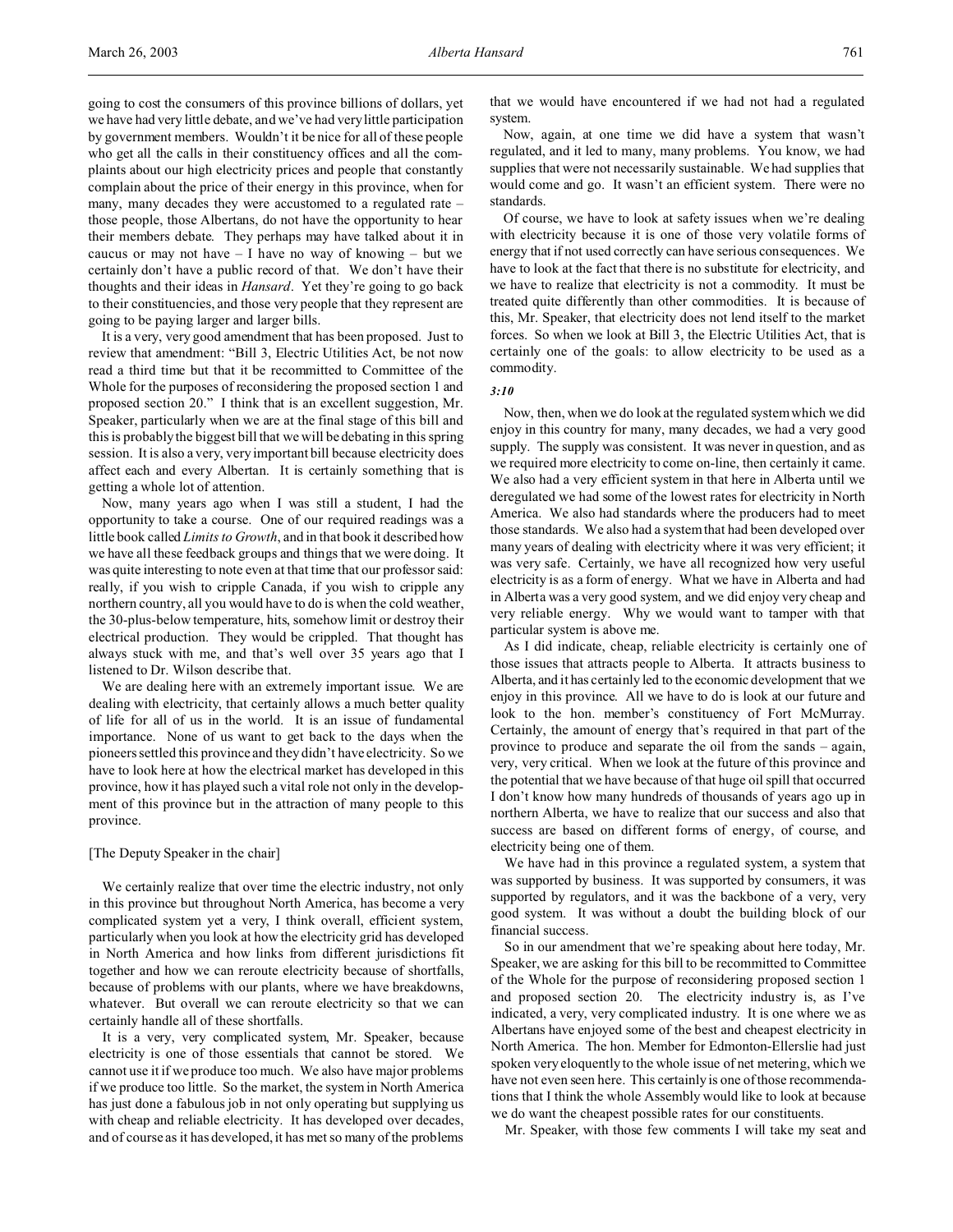going to cost the consumers of this province billions of dollars, yet we have had very little debate, and we've had very little participation by government members. Wouldn't it be nice for all of these people who get all the calls in their constituency offices and all the complaints about our high electricity prices and people that constantly complain about the price of their energy in this province, when for many, many decades they were accustomed to a regulated rate – those people, those Albertans, do not have the opportunity to hear their members debate. They perhaps may have talked about it in caucus or may not have – I have no way of knowing – but we certainly don't have a public record of that. We don't have their thoughts and their ideas in *Hansard*. Yet they're going to go back to their constituencies, and those very people that they represent are going to be paying larger and larger bills.

It is a very, very good amendment that has been proposed. Just to review that amendment: "Bill 3, Electric Utilities Act, be not now read a third time but that it be recommitted to Committee of the Whole for the purposes of reconsidering the proposed section 1 and proposed section 20." I think that is an excellent suggestion, Mr. Speaker, particularly when we are at the final stage of this bill and this is probably the biggest bill that we will be debating in this spring session. It is also a very, very important bill because electricity does affect each and every Albertan. It is certainly something that is getting a whole lot of attention.

Now, many years ago when I was still a student, I had the opportunity to take a course. One of our required readings was a little book called *Limits to Growth*, and in that book it described how we have all these feedback groups and things that we were doing. It was quite interesting to note even at that time that our professor said: really, if you wish to cripple Canada, if you wish to cripple any northern country, all you would have to do is when the cold weather, the 30-plus-below temperature, hits, somehow limit or destroy their electrical production. They would be crippled. That thought has always stuck with me, and that's well over 35 years ago that I listened to Dr. Wilson describe that.

We are dealing here with an extremely important issue. We are dealing with electricity, that certainly allows a much better quality of life for all of us in the world. It is an issue of fundamental importance. None of us want to get back to the days when the pioneers settled this province and they didn't have electricity. So we have to look here at how the electrical market has developed in this province, how it has played such a vital role not only in the development of this province but in the attraction of many people to this province.

[The Deputy Speaker in the chair]

We certainly realize that over time the electric industry, not only in this province but throughout North America, has become a very complicated system yet a very, I think overall, efficient system, particularly when you look at how the electricity grid has developed in North America and how links from different jurisdictions fit together and how we can reroute electricity because of shortfalls, because of problems with our plants, where we have breakdowns, whatever. But overall we can reroute electricity so that we can certainly handle all of these shortfalls.

It is a very, very complicated system, Mr. Speaker, because electricity is one of those essentials that cannot be stored. We cannot use it if we produce too much. We also have major problems if we produce too little. So the market, the system in North America has just done a fabulous job in not only operating but supplying us with cheap and reliable electricity. It has developed over decades, and of course as it has developed, it has met so many of the problems that we would have encountered if we had not had a regulated system.

Now, again, at one time we did have a system that wasn't regulated, and it led to many, many problems. You know, we had supplies that were not necessarily sustainable. We had supplies that would come and go. It wasn't an efficient system. There were no standards.

Of course, we have to look at safety issues when we're dealing with electricity because it is one of those very volatile forms of energy that if not used correctly can have serious consequences. We have to look at the fact that there is no substitute for electricity, and we have to realize that electricity is not a commodity. It must be treated quite differently than other commodities. It is because of this, Mr. Speaker, that electricity does not lend itself to the market forces. So when we look at Bill 3, the Electric Utilities Act, that is certainly one of the goals: to allow electricity to be used as a commodity.

*3:10*

Now, then, when we do look at the regulated system which we did enjoy in this country for many, many decades, we had a very good supply. The supply was consistent. It was never in question, and as we required more electricity to come on-line, then certainly it came. We also had a very efficient system in that here in Alberta until we deregulated we had some of the lowest rates for electricity in North America. We also had standards where the producers had to meet those standards. We also had a system that had been developed over many years of dealing with electricity where it was very efficient; it was very safe. Certainly, we have all recognized how very useful electricity is as a form of energy. What we have in Alberta and had in Alberta was a very good system, and we did enjoy very cheap and very reliable energy. Why we would want to tamper with that particular system is above me.

As I did indicate, cheap, reliable electricity is certainly one of those issues that attracts people to Alberta. It attracts business to Alberta, and it has certainly led to the economic development that we enjoy in this province. All we have to do is look at our future and look to the hon. member's constituency of Fort McMurray. Certainly, the amount of energy that's required in that part of the province to produce and separate the oil from the sands – again, very, very critical. When we look at the future of this province and the potential that we have because of that huge oil spill that occurred I don't know how many hundreds of thousands of years ago up in northern Alberta, we have to realize that our success and also that success are based on different forms of energy, of course, and electricity being one of them.

We have had in this province a regulated system, a system that was supported by business. It was supported by consumers, it was supported by regulators, and it was the backbone of a very, very good system. It was without a doubt the building block of our financial success.

So in our amendment that we're speaking about here today, Mr. Speaker, we are asking for this bill to be recommitted to Committee of the Whole for the purpose of reconsidering proposed section 1 and proposed section 20. The electricity industry is, as I've indicated, a very, very complicated industry. It is one where we as Albertans have enjoyed some of the best and cheapest electricity in North America. The hon. Member for Edmonton-Ellerslie had just spoken very eloquently to the whole issue of net metering, which we have not even seen here. This certainly is one of those recommendations that I think the whole Assembly would like to look at because we do want the cheapest possible rates for our constituents.

Mr. Speaker, with those few comments I will take my seat and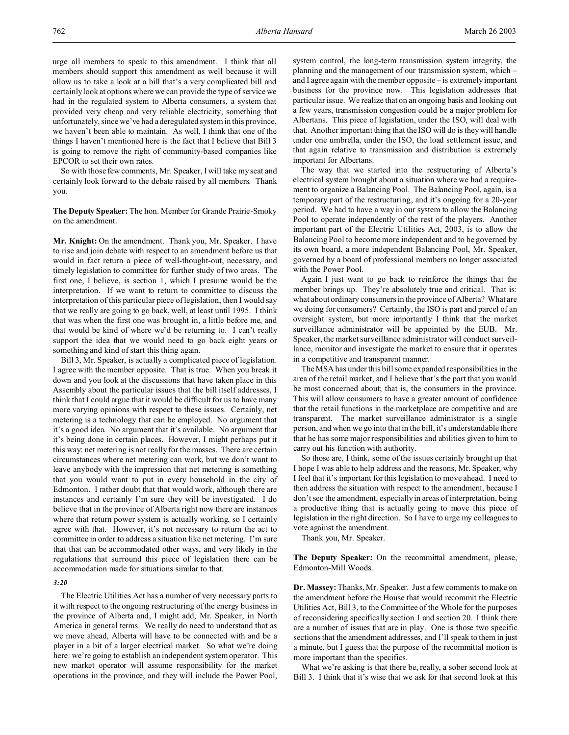urge all members to speak to this amendment. I think that all members should support this amendment as well because it will allow us to take a look at a bill that's a very complicated bill and certainly look at options where we can provide the type of service we had in the regulated system to Alberta consumers, a system that provided very cheap and very reliable electricity, something that unfortunately, since we've had a deregulated system in this province, we haven't been able to maintain. As well, I think that one of the things I haven't mentioned here is the fact that I believe that Bill 3 is going to remove the right of community-based companies like EPCOR to set their own rates.

So with those few comments, Mr. Speaker, I will take my seat and certainly look forward to the debate raised by all members. Thank you.

**The Deputy Speaker:** The hon. Member for Grande Prairie-Smoky on the amendment.

**Mr. Knight:** On the amendment. Thank you, Mr. Speaker. I have to rise and join debate with respect to an amendment before us that would in fact return a piece of well-thought-out, necessary, and timely legislation to committee for further study of two areas. The first one, I believe, is section 1, which I presume would be the interpretation. If we want to return to committee to discuss the interpretation of this particular piece of legislation, then I would say that we really are going to go back, well, at least until 1995. I think that was when the first one was brought in, a little before me, and that would be kind of where we'd be returning to. I can't really support the idea that we would need to go back eight years or something and kind of start this thing again.

Bill 3, Mr. Speaker, is actually a complicated piece of legislation. I agree with the member opposite. That is true. When you break it down and you look at the discussions that have taken place in this Assembly about the particular issues that the bill itself addresses, I think that I could argue that it would be difficult for us to have many more varying opinions with respect to these issues. Certainly, net metering is a technology that can be employed. No argument that it's a good idea. No argument that it's available. No argument that it's being done in certain places. However, I might perhaps put it this way: net metering is not really for the masses. There are certain circumstances where net metering can work, but we don't want to leave anybody with the impression that net metering is something that you would want to put in every household in the city of Edmonton. I rather doubt that that would work, although there are instances and certainly I'm sure they will be investigated. I do believe that in the province of Alberta right now there are instances where that return power system is actually working, so I certainly agree with that. However, it's not necessary to return the act to committee in order to address a situation like net metering. I'm sure that that can be accommodated other ways, and very likely in the regulations that surround this piece of legislation there can be accommodation made for situations similar to that.

*3:20*

The Electric Utilities Act has a number of very necessary parts to it with respect to the ongoing restructuring of the energy business in the province of Alberta and, I might add, Mr. Speaker, in North America in general terms. We really do need to understand that as we move ahead, Alberta will have to be connected with and be a player in a bit of a larger electrical market. So what we're doing here: we're going to establish an independent system operator. This new market operator will assume responsibility for the market operations in the province, and they will include the Power Pool, system control, the long-term transmission system integrity, the planning and the management of our transmission system, which – and I agree again with the member opposite – is extremely important business for the province now. This legislation addresses that particular issue. We realize that on an ongoing basis and looking out a few years, transmission congestion could be a major problem for Albertans. This piece of legislation, under the ISO, will deal with that. Another important thing that the ISO will do is they will handle under one umbrella, under the ISO, the load settlement issue, and that again relative to transmission and distribution is extremely important for Albertans.

The way that we started into the restructuring of Alberta's electrical system brought about a situation where we had a requirement to organize a Balancing Pool. The Balancing Pool, again, is a temporary part of the restructuring, and it's ongoing for a 20-year period. We had to have a way in our system to allow the Balancing Pool to operate independently of the rest of the players. Another important part of the Electric Utilities Act, 2003, is to allow the Balancing Pool to become more independent and to be governed by its own board, a more independent Balancing Pool, Mr. Speaker, governed by a board of professional members no longer associated with the Power Pool.

Again I just want to go back to reinforce the things that the member brings up. They're absolutely true and critical. That is: what about ordinary consumers in the province of Alberta? What are we doing for consumers? Certainly, the ISO is part and parcel of an oversight system, but more importantly I think that the market surveillance administrator will be appointed by the EUB. Mr. Speaker, the market surveillance administrator will conduct surveillance, monitor and investigate the market to ensure that it operates in a competitive and transparent manner.

The MSA has under this bill some expanded responsibilities in the area of the retail market, and I believe that's the part that you would be most concerned about; that is, the consumers in the province. This will allow consumers to have a greater amount of confidence that the retail functions in the marketplace are competitive and are transparent. The market surveillance administrator is a single person, and when we go into that in the bill, it's understandable there that he has some major responsibilities and abilities given to him to carry out his function with authority.

So those are, I think, some of the issues certainly brought up that I hope I was able to help address and the reasons, Mr. Speaker, why I feel that it's important for this legislation to move ahead. I need to then address the situation with respect to the amendment, because I don't see the amendment, especially in areas of interpretation, being a productive thing that is actually going to move this piece of legislation in the right direction. So I have to urge my colleagues to vote against the amendment.

Thank you, Mr. Speaker.

**The Deputy Speaker:** On the recommittal amendment, please, Edmonton-Mill Woods.

**Dr. Massey:** Thanks, Mr. Speaker. Just a few comments to make on the amendment before the House that would recommit the Electric Utilities Act, Bill 3, to the Committee of the Whole for the purposes of reconsidering specifically section 1 and section 20. I think there are a number of issues that are in play. One is those two specific sections that the amendment addresses, and I'll speak to them in just a minute, but I guess that the purpose of the recommittal motion is more important than the specifics.

What we're asking is that there be, really, a sober second look at Bill 3. I think that it's wise that we ask for that second look at this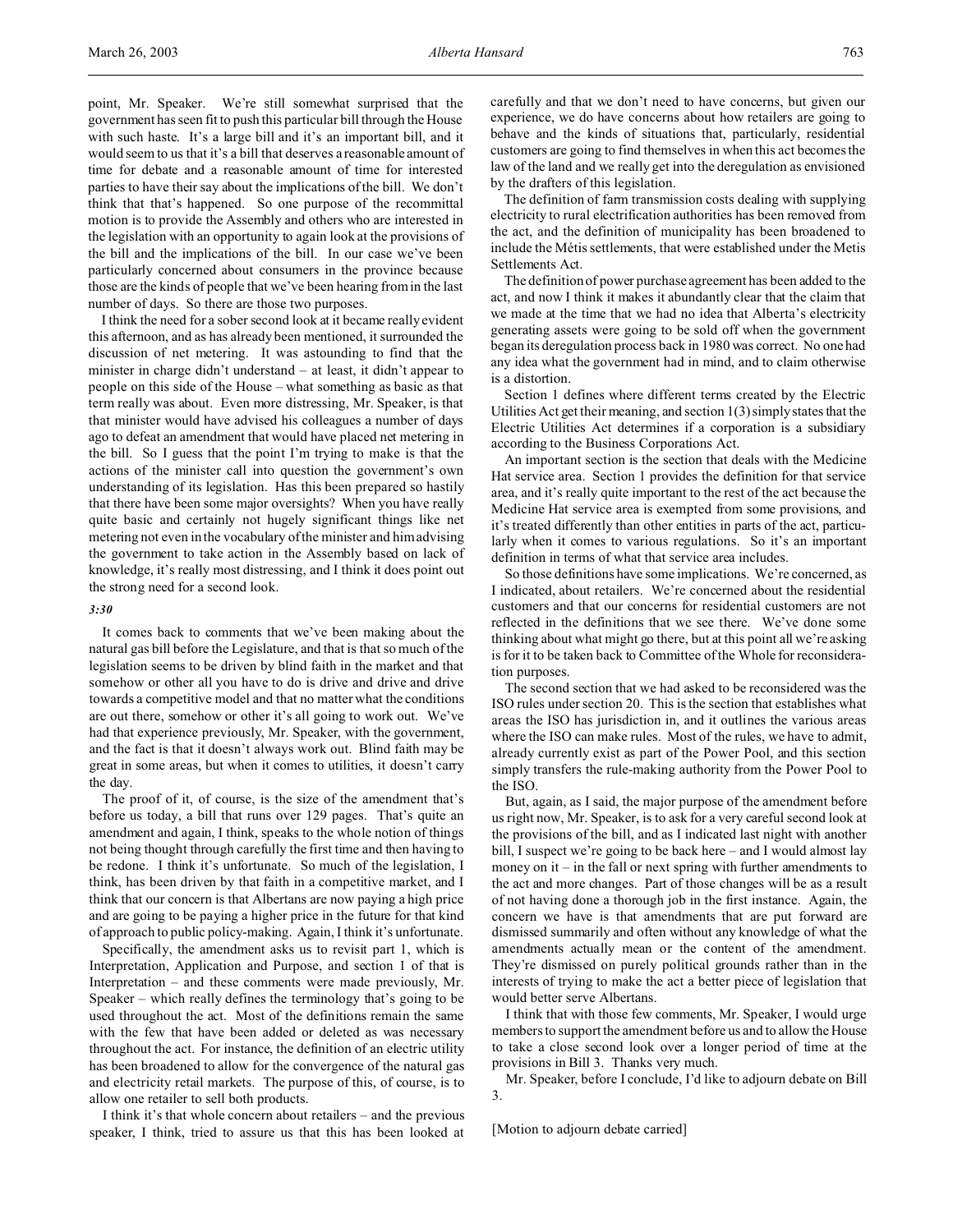point, Mr. Speaker. We're still somewhat surprised that the government has seen fit to push this particular bill through the House with such haste. It's a large bill and it's an important bill, and it would seem to us that it's a bill that deserves a reasonable amount of time for debate and a reasonable amount of time for interested parties to have their say about the implications of the bill. We don't think that that's happened. So one purpose of the recommittal motion is to provide the Assembly and others who are interested in the legislation with an opportunity to again look at the provisions of the bill and the implications of the bill. In our case we've been particularly concerned about consumers in the province because those are the kinds of people that we've been hearing from in the last number of days. So there are those two purposes.

I think the need for a sober second look at it became really evident this afternoon, and as has already been mentioned, it surrounded the discussion of net metering. It was astounding to find that the minister in charge didn't understand – at least, it didn't appear to people on this side of the House – what something as basic as that term really was about. Even more distressing, Mr. Speaker, is that that minister would have advised his colleagues a number of days ago to defeat an amendment that would have placed net metering in the bill. So I guess that the point I'm trying to make is that the actions of the minister call into question the government's own understanding of its legislation. Has this been prepared so hastily that there have been some major oversights? When you have really quite basic and certainly not hugely significant things like net metering not even in the vocabulary of the minister and him advising the government to take action in the Assembly based on lack of knowledge, it's really most distressing, and I think it does point out the strong need for a second look.

*3:30*

It comes back to comments that we've been making about the natural gas bill before the Legislature, and that is that so much of the legislation seems to be driven by blind faith in the market and that somehow or other all you have to do is drive and drive and drive towards a competitive model and that no matter what the conditions are out there, somehow or other it's all going to work out. We've had that experience previously, Mr. Speaker, with the government, and the fact is that it doesn't always work out. Blind faith may be great in some areas, but when it comes to utilities, it doesn't carry the day.

The proof of it, of course, is the size of the amendment that's before us today, a bill that runs over 129 pages. That's quite an amendment and again, I think, speaks to the whole notion of things not being thought through carefully the first time and then having to be redone. I think it's unfortunate. So much of the legislation, I think, has been driven by that faith in a competitive market, and I think that our concern is that Albertans are now paying a high price and are going to be paying a higher price in the future for that kind of approach to public policy-making. Again, I think it's unfortunate.

Specifically, the amendment asks us to revisit part 1, which is Interpretation, Application and Purpose, and section 1 of that is Interpretation – and these comments were made previously, Mr. Speaker – which really defines the terminology that's going to be used throughout the act. Most of the definitions remain the same with the few that have been added or deleted as was necessary throughout the act. For instance, the definition of an electric utility has been broadened to allow for the convergence of the natural gas and electricity retail markets. The purpose of this, of course, is to allow one retailer to sell both products.

I think it's that whole concern about retailers – and the previous speaker, I think, tried to assure us that this has been looked at carefully and that we don't need to have concerns, but given our experience, we do have concerns about how retailers are going to behave and the kinds of situations that, particularly, residential customers are going to find themselves in when this act becomes the law of the land and we really get into the deregulation as envisioned by the drafters of this legislation.

The definition of farm transmission costs dealing with supplying electricity to rural electrification authorities has been removed from the act, and the definition of municipality has been broadened to include the Métis settlements, that were established under the Metis Settlements Act.

The definition of power purchase agreement has been added to the act, and now I think it makes it abundantly clear that the claim that we made at the time that we had no idea that Alberta's electricity generating assets were going to be sold off when the government began its deregulation process back in 1980 was correct. No one had any idea what the government had in mind, and to claim otherwise is a distortion.

Section 1 defines where different terms created by the Electric Utilities Act get their meaning, and section 1(3) simply states that the Electric Utilities Act determines if a corporation is a subsidiary according to the Business Corporations Act.

An important section is the section that deals with the Medicine Hat service area. Section 1 provides the definition for that service area, and it's really quite important to the rest of the act because the Medicine Hat service area is exempted from some provisions, and it's treated differently than other entities in parts of the act, particularly when it comes to various regulations. So it's an important definition in terms of what that service area includes.

So those definitions have some implications. We're concerned, as I indicated, about retailers. We're concerned about the residential customers and that our concerns for residential customers are not reflected in the definitions that we see there. We've done some thinking about what might go there, but at this point all we're asking is for it to be taken back to Committee of the Whole for reconsideration purposes.

The second section that we had asked to be reconsidered was the ISO rules under section 20. This is the section that establishes what areas the ISO has jurisdiction in, and it outlines the various areas where the ISO can make rules. Most of the rules, we have to admit, already currently exist as part of the Power Pool, and this section simply transfers the rule-making authority from the Power Pool to the ISO.

But, again, as I said, the major purpose of the amendment before us right now, Mr. Speaker, is to ask for a very careful second look at the provisions of the bill, and as I indicated last night with another bill, I suspect we're going to be back here – and I would almost lay money on it – in the fall or next spring with further amendments to the act and more changes. Part of those changes will be as a result of not having done a thorough job in the first instance. Again, the concern we have is that amendments that are put forward are dismissed summarily and often without any knowledge of what the amendments actually mean or the content of the amendment. They're dismissed on purely political grounds rather than in the interests of trying to make the act a better piece of legislation that would better serve Albertans.

I think that with those few comments, Mr. Speaker, I would urge members to support the amendment before us and to allow the House to take a close second look over a longer period of time at the provisions in Bill 3. Thanks very much.

Mr. Speaker, before I conclude, I'd like to adjourn debate on Bill 3.

[Motion to adjourn debate carried]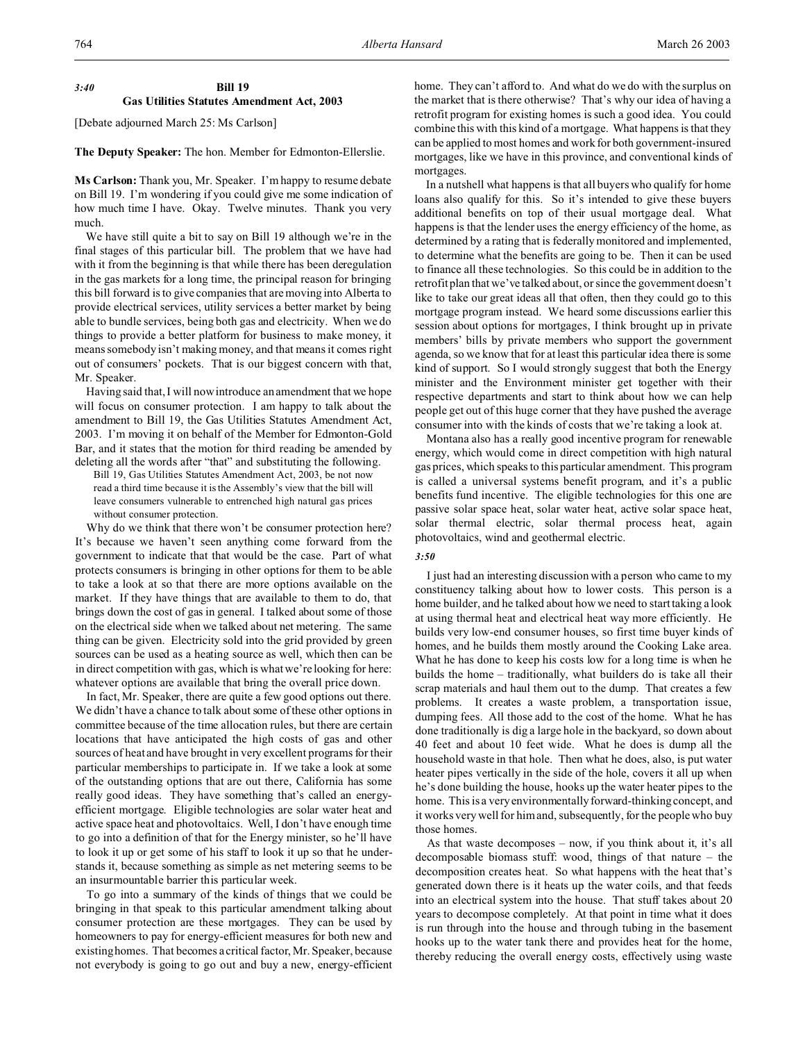*3:40*

## Bill 19
## Gas Utilities Statutes Amendment Act, 2003

[Debate adjourned March 25: Ms Carlson]

**The Deputy Speaker:** The hon. Member for Edmonton-Ellerslie.

**Ms Carlson:** Thank you, Mr. Speaker. I'm happy to resume debate on Bill 19. I'm wondering if you could give me some indication of how much time I have. Okay. Twelve minutes. Thank you very much.

We have still quite a bit to say on Bill 19 although we're in the final stages of this particular bill. The problem that we have had with it from the beginning is that while there has been deregulation in the gas markets for a long time, the principal reason for bringing this bill forward is to give companies that are moving into Alberta to provide electrical services, utility services a better market by being able to bundle services, being both gas and electricity. When we do things to provide a better platform for business to make money, it means somebody isn't making money, and that means it comes right out of consumers' pockets. That is our biggest concern with that, Mr. Speaker.

Having said that, I will now introduce an amendment that we hope will focus on consumer protection. I am happy to talk about the amendment to Bill 19, the Gas Utilities Statutes Amendment Act, 2003. I'm moving it on behalf of the Member for Edmonton-Gold Bar, and it states that the motion for third reading be amended by deleting all the words after "that" and substituting the following.

> Bill 19, Gas Utilities Statutes Amendment Act, 2003, be not now read a third time because it is the Assembly's view that the bill will leave consumers vulnerable to entrenched high natural gas prices without consumer protection.

Why do we think that there won't be consumer protection here? It's because we haven't seen anything come forward from the government to indicate that that would be the case. Part of what protects consumers is bringing in other options for them to be able to take a look at so that there are more options available on the market. If they have things that are available to them to do, that brings down the cost of gas in general. I talked about some of those on the electrical side when we talked about net metering. The same thing can be given. Electricity sold into the grid provided by green sources can be used as a heating source as well, which then can be in direct competition with gas, which is what we're looking for here: whatever options are available that bring the overall price down.

In fact, Mr. Speaker, there are quite a few good options out there. We didn't have a chance to talk about some of these other options in committee because of the time allocation rules, but there are certain locations that have anticipated the high costs of gas and other sources of heat and have brought in very excellent programs for their particular memberships to participate in. If we take a look at some of the outstanding options that are out there, California has some really good ideas. They have something that's called an energy-efficient mortgage. Eligible technologies are solar water heat and active space heat and photovoltaics. Well, I don't have enough time to go into a definition of that for the Energy minister, so he'll have to look it up or get some of his staff to look it up so that he understands it, because something as simple as net metering seems to be an insurmountable barrier this particular week.

To go into a summary of the kinds of things that we could be bringing in that speak to this particular amendment talking about consumer protection are these mortgages. They can be used by homeowners to pay for energy-efficient measures for both new and existing homes. That becomes a critical factor, Mr. Speaker, because not everybody is going to go out and buy a new, energy-efficient home. They can't afford to. And what do we do with the surplus on the market that is there otherwise? That's why our idea of having a retrofit program for existing homes is such a good idea. You could combine this with this kind of a mortgage. What happens is that they can be applied to most homes and work for both government-insured mortgages, like we have in this province, and conventional kinds of mortgages.

In a nutshell what happens is that all buyers who qualify for home loans also qualify for this. So it's intended to give these buyers additional benefits on top of their usual mortgage deal. What happens is that the lender uses the energy efficiency of the home, as determined by a rating that is federally monitored and implemented, to determine what the benefits are going to be. Then it can be used to finance all these technologies. So this could be in addition to the retrofit plan that we've talked about, or since the government doesn't like to take our great ideas all that often, then they could go to this mortgage program instead. We heard some discussions earlier this session about options for mortgages, I think brought up in private members' bills by private members who support the government agenda, so we know that for at least this particular idea there is some kind of support. So I would strongly suggest that both the Energy minister and the Environment minister get together with their respective departments and start to think about how we can help people get out of this huge corner that they have pushed the average consumer into with the kinds of costs that we're taking a look at.

Montana also has a really good incentive program for renewable energy, which would come in direct competition with high natural gas prices, which speaks to this particular amendment. This program is called a universal systems benefit program, and it's a public benefits fund incentive. The eligible technologies for this one are passive solar space heat, solar water heat, active solar space heat, solar thermal electric, solar thermal process heat, again photovoltaics, wind and geothermal electric.

*3:50*

I just had an interesting discussion with a person who came to my constituency talking about how to lower costs. This person is a home builder, and he talked about how we need to start taking a look at using thermal heat and electrical heat way more efficiently. He builds very low-end consumer houses, so first time buyer kinds of homes, and he builds them mostly around the Cooking Lake area. What he has done to keep his costs low for a long time is when he builds the home – traditionally, what builders do is take all their scrap materials and haul them out to the dump. That creates a few problems. It creates a waste problem, a transportation issue, dumping fees. All those add to the cost of the home. What he has done traditionally is dig a large hole in the backyard, so down about 40 feet and about 10 feet wide. What he does is dump all the household waste in that hole. Then what he does, also, is put water heater pipes vertically in the side of the hole, covers it all up when he's done building the house, hooks up the water heater pipes to the home. This is a very environmentally forward-thinking concept, and it works very well for him and, subsequently, for the people who buy those homes.

As that waste decomposes – now, if you think about it, it's all decomposable biomass stuff: wood, things of that nature – the decomposition creates heat. So what happens with the heat that's generated down there is it heats up the water coils, and that feeds into an electrical system into the house. That stuff takes about 20 years to decompose completely. At that point in time what it does is run through into the house and through tubing in the basement hooks up to the water tank there and provides heat for the home, thereby reducing the overall energy costs, effectively using waste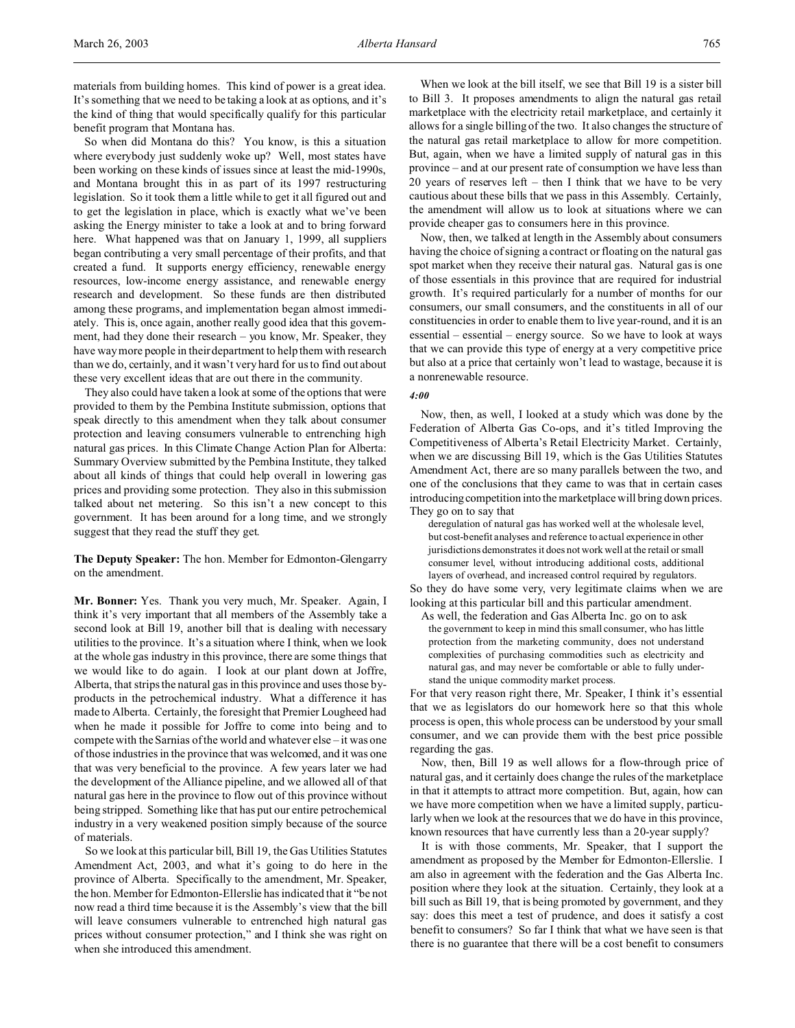materials from building homes. This kind of power is a great idea. It's something that we need to be taking a look at as options, and it's the kind of thing that would specifically qualify for this particular benefit program that Montana has.

So when did Montana do this? You know, is this a situation where everybody just suddenly woke up? Well, most states have been working on these kinds of issues since at least the mid-1990s, and Montana brought this in as part of its 1997 restructuring legislation. So it took them a little while to get it all figured out and to get the legislation in place, which is exactly what we've been asking the Energy minister to take a look at and to bring forward here. What happened was that on January 1, 1999, all suppliers began contributing a very small percentage of their profits, and that created a fund. It supports energy efficiency, renewable energy resources, low-income energy assistance, and renewable energy research and development. So these funds are then distributed among these programs, and implementation began almost immediately. This is, once again, another really good idea that this government, had they done their research – you know, Mr. Speaker, they have way more people in their department to help them with research than we do, certainly, and it wasn't very hard for us to find out about these very excellent ideas that are out there in the community.

They also could have taken a look at some of the options that were provided to them by the Pembina Institute submission, options that speak directly to this amendment when they talk about consumer protection and leaving consumers vulnerable to entrenching high natural gas prices. In this Climate Change Action Plan for Alberta: Summary Overview submitted by the Pembina Institute, they talked about all kinds of things that could help overall in lowering gas prices and providing some protection. They also in this submission talked about net metering. So this isn't a new concept to this government. It has been around for a long time, and we strongly suggest that they read the stuff they get.

**The Deputy Speaker:** The hon. Member for Edmonton-Glengarry on the amendment.

**Mr. Bonner:** Yes. Thank you very much, Mr. Speaker. Again, I think it's very important that all members of the Assembly take a second look at Bill 19, another bill that is dealing with necessary utilities to the province. It's a situation where I think, when we look at the whole gas industry in this province, there are some things that we would like to do again. I look at our plant down at Joffre, Alberta, that strips the natural gas in this province and uses those by-products in the petrochemical industry. What a difference it has made to Alberta. Certainly, the foresight that Premier Lougheed had when he made it possible for Joffre to come into being and to compete with the Sarnias of the world and whatever else – it was one of those industries in the province that was welcomed, and it was one that was very beneficial to the province. A few years later we had the development of the Alliance pipeline, and we allowed all of that natural gas here in the province to flow out of this province without being stripped. Something like that has put our entire petrochemical industry in a very weakened position simply because of the source of materials.

So we look at this particular bill, Bill 19, the Gas Utilities Statutes Amendment Act, 2003, and what it's going to do here in the province of Alberta. Specifically to the amendment, Mr. Speaker, the hon. Member for Edmonton-Ellerslie has indicated that it "be not now read a third time because it is the Assembly's view that the bill will leave consumers vulnerable to entrenched high natural gas prices without consumer protection," and I think she was right on when she introduced this amendment.

When we look at the bill itself, we see that Bill 19 is a sister bill to Bill 3. It proposes amendments to align the natural gas retail marketplace with the electricity retail marketplace, and certainly it allows for a single billing of the two. It also changes the structure of the natural gas retail marketplace to allow for more competition. But, again, when we have a limited supply of natural gas in this province – and at our present rate of consumption we have less than 20 years of reserves left – then I think that we have to be very cautious about these bills that we pass in this Assembly. Certainly, the amendment will allow us to look at situations where we can provide cheaper gas to consumers here in this province.

Now, then, we talked at length in the Assembly about consumers having the choice of signing a contract or floating on the natural gas spot market when they receive their natural gas. Natural gas is one of those essentials in this province that are required for industrial growth. It's required particularly for a number of months for our consumers, our small consumers, and the constituents in all of our constituencies in order to enable them to live year-round, and it is an essential – essential – energy source. So we have to look at ways that we can provide this type of energy at a very competitive price but also at a price that certainly won't lead to wastage, because it is a nonrenewable resource.

*4:00*

Now, then, as well, I looked at a study which was done by the Federation of Alberta Gas Co-ops, and it's titled Improving the Competitiveness of Alberta's Retail Electricity Market. Certainly, when we are discussing Bill 19, which is the Gas Utilities Statutes Amendment Act, there are so many parallels between the two, and one of the conclusions that they came to was that in certain cases introducing competition into the marketplace will bring down prices. They go on to say that

> deregulation of natural gas has worked well at the wholesale level, but cost-benefit analyses and reference to actual experience in other jurisdictions demonstrates it does not work well at the retail or small consumer level, without introducing additional costs, additional layers of overhead, and increased control required by regulators.

So they do have some very, very legitimate claims when we are looking at this particular bill and this particular amendment.

As well, the federation and Gas Alberta Inc. go on to ask

> the government to keep in mind this small consumer, who has little protection from the marketing community, does not understand complexities of purchasing commodities such as electricity and natural gas, and may never be comfortable or able to fully understand the unique commodity market process.

For that very reason right there, Mr. Speaker, I think it's essential that we as legislators do our homework here so that this whole process is open, this whole process can be understood by your small consumer, and we can provide them with the best price possible regarding the gas.

Now, then, Bill 19 as well allows for a flow-through price of natural gas, and it certainly does change the rules of the marketplace in that it attempts to attract more competition. But, again, how can we have more competition when we have a limited supply, particularly when we look at the resources that we do have in this province, known resources that have currently less than a 20-year supply?

It is with those comments, Mr. Speaker, that I support the amendment as proposed by the Member for Edmonton-Ellerslie. I am also in agreement with the federation and the Gas Alberta Inc. position where they look at the situation. Certainly, they look at a bill such as Bill 19, that is being promoted by government, and they say: does this meet a test of prudence, and does it satisfy a cost benefit to consumers? So far I think that what we have seen is that there is no guarantee that there will be a cost benefit to consumers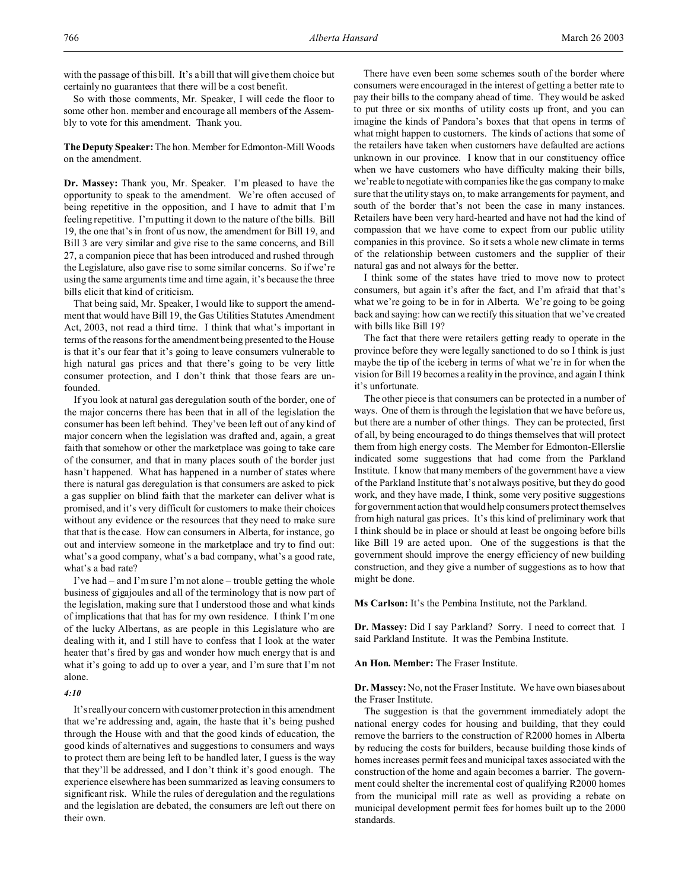with the passage of this bill. It's a bill that will give them choice but certainly no guarantees that there will be a cost benefit.

So with those comments, Mr. Speaker, I will cede the floor to some other hon. member and encourage all members of the Assembly to vote for this amendment. Thank you.

**The Deputy Speaker:** The hon. Member for Edmonton-Mill Woods on the amendment.

**Dr. Massey:** Thank you, Mr. Speaker. I'm pleased to have the opportunity to speak to the amendment. We're often accused of being repetitive in the opposition, and I have to admit that I'm feeling repetitive. I'm putting it down to the nature of the bills. Bill 19, the one that's in front of us now, the amendment for Bill 19, and Bill 3 are very similar and give rise to the same concerns, and Bill 27, a companion piece that has been introduced and rushed through the Legislature, also gave rise to some similar concerns. So if we're using the same arguments time and time again, it's because the three bills elicit that kind of criticism.

That being said, Mr. Speaker, I would like to support the amendment that would have Bill 19, the Gas Utilities Statutes Amendment Act, 2003, not read a third time. I think that what's important in terms of the reasons for the amendment being presented to the House is that it's our fear that it's going to leave consumers vulnerable to high natural gas prices and that there's going to be very little consumer protection, and I don't think that those fears are unfounded.

If you look at natural gas deregulation south of the border, one of the major concerns there has been that in all of the legislation the consumer has been left behind. They've been left out of any kind of major concern when the legislation was drafted and, again, a great faith that somehow or other the marketplace was going to take care of the consumer, and that in many places south of the border just hasn't happened. What has happened in a number of states where there is natural gas deregulation is that consumers are asked to pick a gas supplier on blind faith that the marketer can deliver what is promised, and it's very difficult for customers to make their choices without any evidence or the resources that they need to make sure that that is the case. How can consumers in Alberta, for instance, go out and interview someone in the marketplace and try to find out: what's a good company, what's a bad company, what's a good rate, what's a bad rate?

I've had – and I'm sure I'm not alone – trouble getting the whole business of gigajoules and all of the terminology that is now part of the legislation, making sure that I understood those and what kinds of implications that that has for my own residence. I think I'm one of the lucky Albertans, as are people in this Legislature who are dealing with it, and I still have to confess that I look at the water heater that's fired by gas and wonder how much energy that is and what it's going to add up to over a year, and I'm sure that I'm not alone.

*4:10*

It's really our concern with customer protection in this amendment that we're addressing and, again, the haste that it's being pushed through the House with and that the good kinds of education, the good kinds of alternatives and suggestions to consumers and ways to protect them are being left to be handled later, I guess is the way that they'll be addressed, and I don't think it's good enough. The experience elsewhere has been summarized as leaving consumers to significant risk. While the rules of deregulation and the regulations and the legislation are debated, the consumers are left out there on their own.

There have even been some schemes south of the border where consumers were encouraged in the interest of getting a better rate to pay their bills to the company ahead of time. They would be asked to put three or six months of utility costs up front, and you can imagine the kinds of Pandora's boxes that that opens in terms of what might happen to customers. The kinds of actions that some of the retailers have taken when customers have defaulted are actions unknown in our province. I know that in our constituency office when we have customers who have difficulty making their bills, we're able to negotiate with companies like the gas company to make sure that the utility stays on, to make arrangements for payment, and south of the border that's not been the case in many instances. Retailers have been very hard-hearted and have not had the kind of compassion that we have come to expect from our public utility companies in this province. So it sets a whole new climate in terms of the relationship between customers and the supplier of their natural gas and not always for the better.

I think some of the states have tried to move now to protect consumers, but again it's after the fact, and I'm afraid that that's what we're going to be in for in Alberta. We're going to be going back and saying: how can we rectify this situation that we've created with bills like Bill 19?

The fact that there were retailers getting ready to operate in the province before they were legally sanctioned to do so I think is just maybe the tip of the iceberg in terms of what we're in for when the vision for Bill 19 becomes a reality in the province, and again I think it's unfortunate.

The other piece is that consumers can be protected in a number of ways. One of them is through the legislation that we have before us, but there are a number of other things. They can be protected, first of all, by being encouraged to do things themselves that will protect them from high energy costs. The Member for Edmonton-Ellerslie indicated some suggestions that had come from the Parkland Institute. I know that many members of the government have a view of the Parkland Institute that's not always positive, but they do good work, and they have made, I think, some very positive suggestions for government action that would help consumers protect themselves from high natural gas prices. It's this kind of preliminary work that I think should be in place or should at least be ongoing before bills like Bill 19 are acted upon. One of the suggestions is that the government should improve the energy efficiency of new building construction, and they give a number of suggestions as to how that might be done.

**Ms Carlson:** It's the Pembina Institute, not the Parkland.

**Dr. Massey:** Did I say Parkland? Sorry. I need to correct that. I said Parkland Institute. It was the Pembina Institute.

**An Hon. Member:** The Fraser Institute.

**Dr. Massey:** No, not the Fraser Institute. We have own biases about the Fraser Institute.

The suggestion is that the government immediately adopt the national energy codes for housing and building, that they could remove the barriers to the construction of R2000 homes in Alberta by reducing the costs for builders, because building those kinds of homes increases permit fees and municipal taxes associated with the construction of the home and again becomes a barrier. The government could shelter the incremental cost of qualifying R2000 homes from the municipal mill rate as well as providing a rebate on municipal development permit fees for homes built up to the 2000 standards.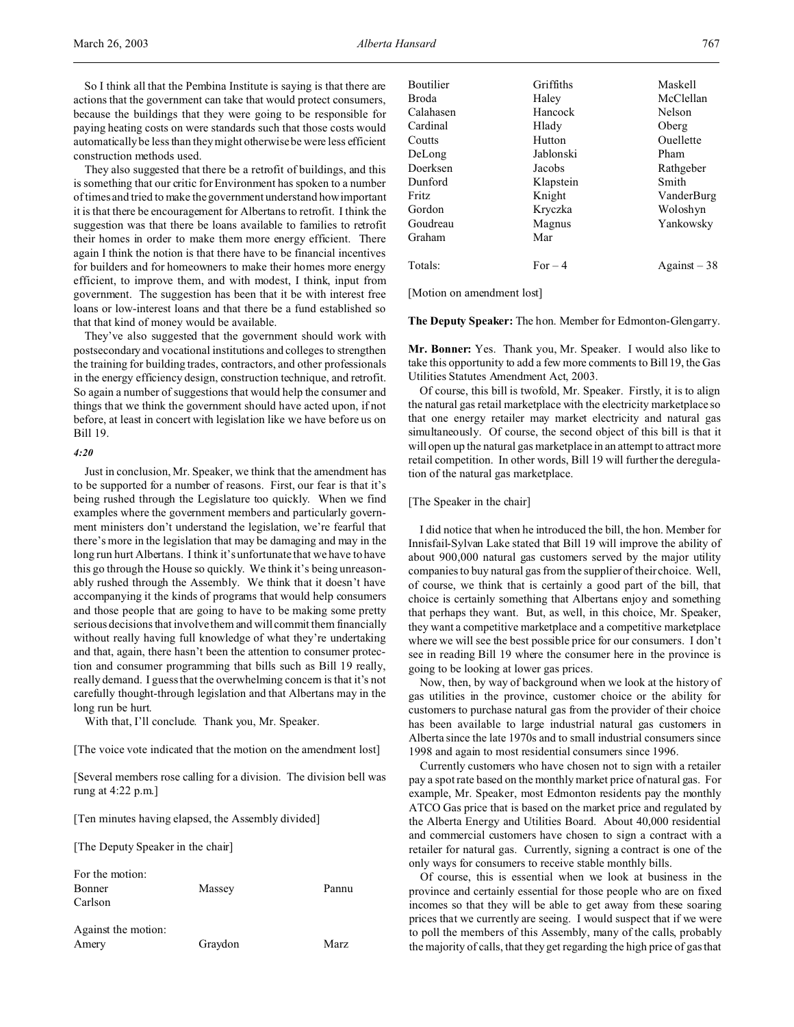So I think all that the Pembina Institute is saying is that there are actions that the government can take that would protect consumers, because the buildings that they were going to be responsible for paying heating costs on were standards such that those costs would automatically be less than they might otherwise be were less efficient construction methods used.

They also suggested that there be a retrofit of buildings, and this is something that our critic for Environment has spoken to a number of times and tried to make the government understand how important it is that there be encouragement for Albertans to retrofit. I think the suggestion was that there be loans available to families to retrofit their homes in order to make them more energy efficient. There again I think the notion is that there have to be financial incentives for builders and for homeowners to make their homes more energy efficient, to improve them, and with modest, I think, input from government. The suggestion has been that it be with interest free loans or low-interest loans and that there be a fund established so that that kind of money would be available.

They've also suggested that the government should work with postsecondary and vocational institutions and colleges to strengthen the training for building trades, contractors, and other professionals in the energy efficiency design, construction technique, and retrofit. So again a number of suggestions that would help the consumer and things that we think the government should have acted upon, if not before, at least in concert with legislation like we have before us on Bill 19.

*4:20*

Just in conclusion, Mr. Speaker, we think that the amendment has to be supported for a number of reasons. First, our fear is that it's being rushed through the Legislature too quickly. When we find examples where the government members and particularly government ministers don't understand the legislation, we're fearful that there's more in the legislation that may be damaging and may in the long run hurt Albertans. I think it's unfortunate that we have to have this go through the House so quickly. We think it's being unreasonably rushed through the Assembly. We think that it doesn't have accompanying it the kinds of programs that would help consumers and those people that are going to have to be making some pretty serious decisions that involve them and will commit them financially without really having full knowledge of what they're undertaking and that, again, there hasn't been the attention to consumer protection and consumer programming that bills such as Bill 19 really, really demand. I guess that the overwhelming concern is that it's not carefully thought-through legislation and that Albertans may in the long run be hurt.

With that, I'll conclude. Thank you, Mr. Speaker.

[The voice vote indicated that the motion on the amendment lost]

[Several members rose calling for a division. The division bell was rung at 4:22 p.m.]

[Ten minutes having elapsed, the Assembly divided]

[The Deputy Speaker in the chair]

For the motion:

| | | |
|---|---|---|
| Bonner | Massey | Pannu |
| Carlson | | |

Against the motion:

| | | |
|---|---|---|
| Amery | Graydon | Marz |
| Boutilier | Griffiths | Maskell |
| Broda | Haley | McClellan |
| Calahasen | Hancock | Nelson |
| Cardinal | Hlady | Oberg |
| Coutts | Hutton | Ouellette |
| DeLong | Jablonski | Pham |
| Doerksen | Jacobs | Rathgeber |
| Dunford | Klapstein | Smith |
| Fritz | Knight | VanderBurg |
| Gordon | Kryczka | Woloshyn |
| Goudreau | Magnus | Yankowsky |
| Graham | Mar | |
| Totals: | For – 4 | Against – 38 |

[Motion on amendment lost]

**The Deputy Speaker:** The hon. Member for Edmonton-Glengarry.

**Mr. Bonner:** Yes. Thank you, Mr. Speaker. I would also like to take this opportunity to add a few more comments to Bill 19, the Gas Utilities Statutes Amendment Act, 2003.

Of course, this bill is twofold, Mr. Speaker. Firstly, it is to align the natural gas retail marketplace with the electricity marketplace so that one energy retailer may market electricity and natural gas simultaneously. Of course, the second object of this bill is that it will open up the natural gas marketplace in an attempt to attract more retail competition. In other words, Bill 19 will further the deregulation of the natural gas marketplace.

[The Speaker in the chair]

I did notice that when he introduced the bill, the hon. Member for Innisfail-Sylvan Lake stated that Bill 19 will improve the ability of about 900,000 natural gas customers served by the major utility companies to buy natural gas from the supplier of their choice. Well, of course, we think that is certainly a good part of the bill, that choice is certainly something that Albertans enjoy and something that perhaps they want. But, as well, in this choice, Mr. Speaker, they want a competitive marketplace and a competitive marketplace where we will see the best possible price for our consumers. I don't see in reading Bill 19 where the consumer here in the province is going to be looking at lower gas prices.

Now, then, by way of background when we look at the history of gas utilities in the province, customer choice or the ability for customers to purchase natural gas from the provider of their choice has been available to large industrial natural gas customers in Alberta since the late 1970s and to small industrial consumers since 1998 and again to most residential consumers since 1996.

Currently customers who have chosen not to sign with a retailer pay a spot rate based on the monthly market price of natural gas. For example, Mr. Speaker, most Edmonton residents pay the monthly ATCO Gas price that is based on the market price and regulated by the Alberta Energy and Utilities Board. About 40,000 residential and commercial customers have chosen to sign a contract with a retailer for natural gas. Currently, signing a contract is one of the only ways for consumers to receive stable monthly bills.

Of course, this is essential when we look at business in the province and certainly essential for those people who are on fixed incomes so that they will be able to get away from these soaring prices that we currently are seeing. I would suspect that if we were to poll the members of this Assembly, many of the calls, probably the majority of calls, that they get regarding the high price of gas that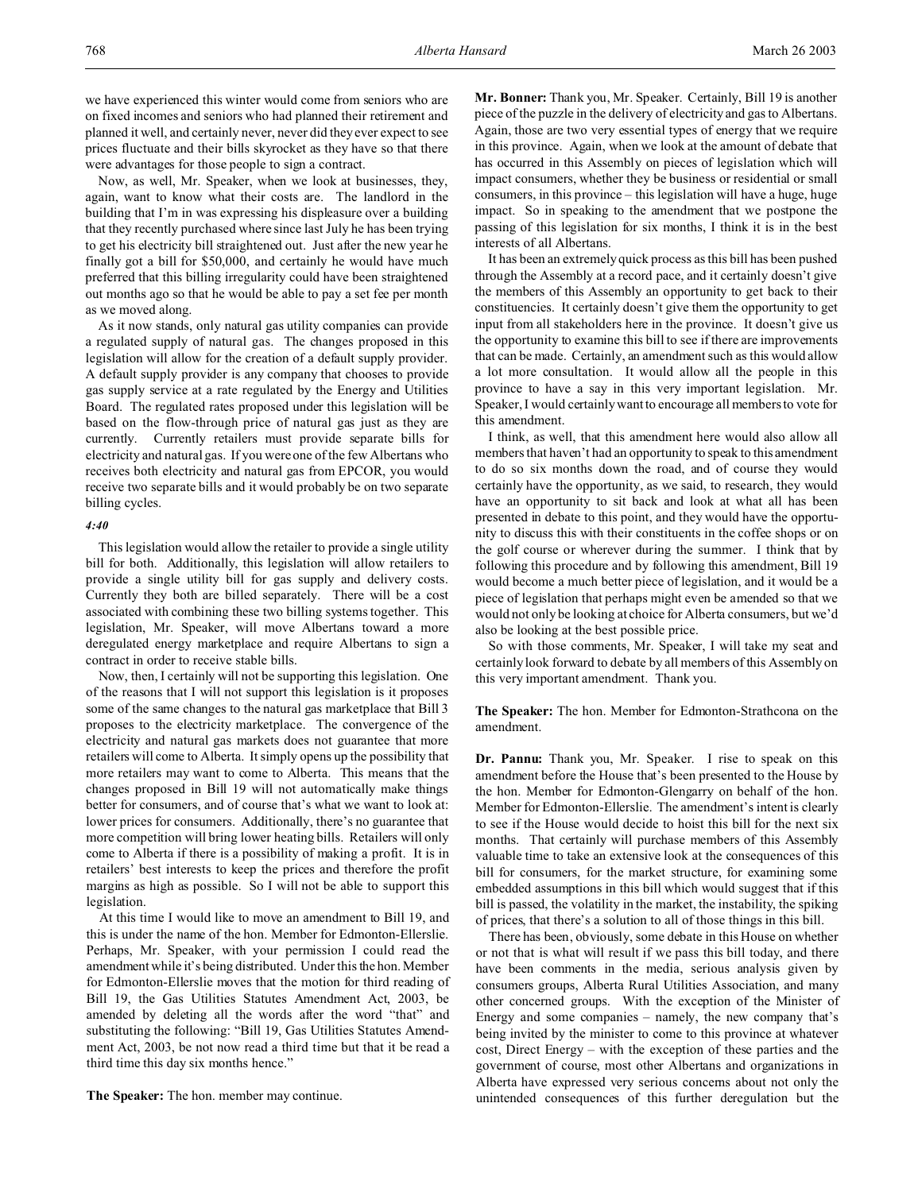we have experienced this winter would come from seniors who are on fixed incomes and seniors who had planned their retirement and planned it well, and certainly never, never did they ever expect to see prices fluctuate and their bills skyrocket as they have so that there were advantages for those people to sign a contract.

Now, as well, Mr. Speaker, when we look at businesses, they, again, want to know what their costs are. The landlord in the building that I'm in was expressing his displeasure over a building that they recently purchased where since last July he has been trying to get his electricity bill straightened out. Just after the new year he finally got a bill for $50,000, and certainly he would have much preferred that this billing irregularity could have been straightened out months ago so that he would be able to pay a set fee per month as we moved along.

As it now stands, only natural gas utility companies can provide a regulated supply of natural gas. The changes proposed in this legislation will allow for the creation of a default supply provider. A default supply provider is any company that chooses to provide gas supply service at a rate regulated by the Energy and Utilities Board. The regulated rates proposed under this legislation will be based on the flow-through price of natural gas just as they are currently. Currently retailers must provide separate bills for electricity and natural gas. If you were one of the few Albertans who receives both electricity and natural gas from EPCOR, you would receive two separate bills and it would probably be on two separate billing cycles.

*4:40*

This legislation would allow the retailer to provide a single utility bill for both. Additionally, this legislation will allow retailers to provide a single utility bill for gas supply and delivery costs. Currently they both are billed separately. There will be a cost associated with combining these two billing systems together. This legislation, Mr. Speaker, will move Albertans toward a more deregulated energy marketplace and require Albertans to sign a contract in order to receive stable bills.

Now, then, I certainly will not be supporting this legislation. One of the reasons that I will not support this legislation is it proposes some of the same changes to the natural gas marketplace that Bill 3 proposes to the electricity marketplace. The convergence of the electricity and natural gas markets does not guarantee that more retailers will come to Alberta. It simply opens up the possibility that more retailers may want to come to Alberta. This means that the changes proposed in Bill 19 will not automatically make things better for consumers, and of course that's what we want to look at: lower prices for consumers. Additionally, there's no guarantee that more competition will bring lower heating bills. Retailers will only come to Alberta if there is a possibility of making a profit. It is in retailers' best interests to keep the prices and therefore the profit margins as high as possible. So I will not be able to support this legislation.

At this time I would like to move an amendment to Bill 19, and this is under the name of the hon. Member for Edmonton-Ellerslie. Perhaps, Mr. Speaker, with your permission I could read the amendment while it's being distributed. Under this the hon. Member for Edmonton-Ellerslie moves that the motion for third reading of Bill 19, the Gas Utilities Statutes Amendment Act, 2003, be amended by deleting all the words after the word "that" and substituting the following: "Bill 19, Gas Utilities Statutes Amendment Act, 2003, be not now read a third time but that it be read a third time this day six months hence."

**The Speaker:** The hon. member may continue.

**Mr. Bonner:** Thank you, Mr. Speaker. Certainly, Bill 19 is another piece of the puzzle in the delivery of electricity and gas to Albertans. Again, those are two very essential types of energy that we require in this province. Again, when we look at the amount of debate that has occurred in this Assembly on pieces of legislation which will impact consumers, whether they be business or residential or small consumers, in this province – this legislation will have a huge, huge impact. So in speaking to the amendment that we postpone the passing of this legislation for six months, I think it is in the best interests of all Albertans.

It has been an extremely quick process as this bill has been pushed through the Assembly at a record pace, and it certainly doesn't give the members of this Assembly an opportunity to get back to their constituencies. It certainly doesn't give them the opportunity to get input from all stakeholders here in the province. It doesn't give us the opportunity to examine this bill to see if there are improvements that can be made. Certainly, an amendment such as this would allow a lot more consultation. It would allow all the people in this province to have a say in this very important legislation. Mr. Speaker, I would certainly want to encourage all members to vote for this amendment.

I think, as well, that this amendment here would also allow all members that haven't had an opportunity to speak to this amendment to do so six months down the road, and of course they would certainly have the opportunity, as we said, to research, they would have an opportunity to sit back and look at what all has been presented in debate to this point, and they would have the opportunity to discuss this with their constituents in the coffee shops or on the golf course or wherever during the summer. I think that by following this procedure and by following this amendment, Bill 19 would become a much better piece of legislation, and it would be a piece of legislation that perhaps might even be amended so that we would not only be looking at choice for Alberta consumers, but we'd also be looking at the best possible price.

So with those comments, Mr. Speaker, I will take my seat and certainly look forward to debate by all members of this Assembly on this very important amendment. Thank you.

**The Speaker:** The hon. Member for Edmonton-Strathcona on the amendment.

**Dr. Pannu:** Thank you, Mr. Speaker. I rise to speak on this amendment before the House that's been presented to the House by the hon. Member for Edmonton-Glengarry on behalf of the hon. Member for Edmonton-Ellerslie. The amendment's intent is clearly to see if the House would decide to hoist this bill for the next six months. That certainly will purchase members of this Assembly valuable time to take an extensive look at the consequences of this bill for consumers, for the market structure, for examining some embedded assumptions in this bill which would suggest that if this bill is passed, the volatility in the market, the instability, the spiking of prices, that there's a solution to all of those things in this bill.

There has been, obviously, some debate in this House on whether or not that is what will result if we pass this bill today, and there have been comments in the media, serious analysis given by consumers groups, Alberta Rural Utilities Association, and many other concerned groups. With the exception of the Minister of Energy and some companies – namely, the new company that's being invited by the minister to come to this province at whatever cost, Direct Energy – with the exception of these parties and the government of course, most other Albertans and organizations in Alberta have expressed very serious concerns about not only the unintended consequences of this further deregulation but the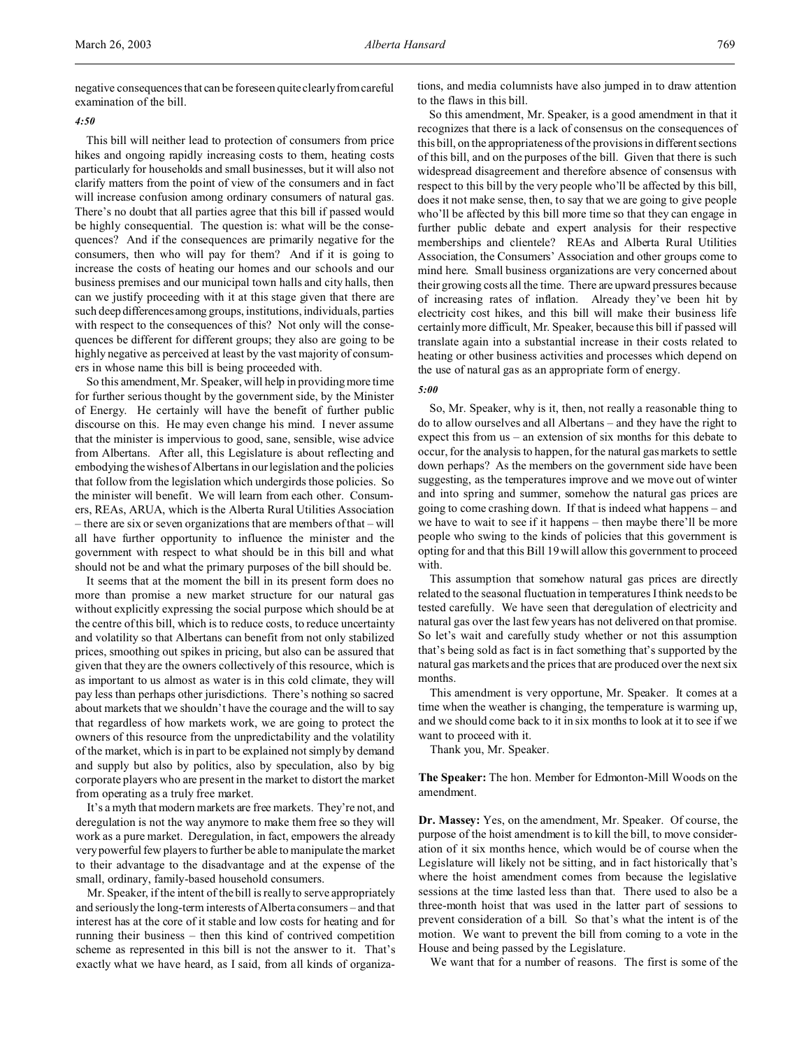negative consequences that can be foreseen quite clearly from careful examination of the bill.

*4:50*

This bill will neither lead to protection of consumers from price hikes and ongoing rapidly increasing costs to them, heating costs particularly for households and small businesses, but it will also not clarify matters from the point of view of the consumers and in fact will increase confusion among ordinary consumers of natural gas. There's no doubt that all parties agree that this bill if passed would be highly consequential. The question is: what will be the consequences? And if the consequences are primarily negative for the consumers, then who will pay for them? And if it is going to increase the costs of heating our homes and our schools and our business premises and our municipal town halls and city halls, then can we justify proceeding with it at this stage given that there are such deep differences among groups, institutions, individuals, parties with respect to the consequences of this? Not only will the consequences be different for different groups; they also are going to be highly negative as perceived at least by the vast majority of consumers in whose name this bill is being proceeded with.

So this amendment, Mr. Speaker, will help in providing more time for further serious thought by the government side, by the Minister of Energy. He certainly will have the benefit of further public discourse on this. He may even change his mind. I never assume that the minister is impervious to good, sane, sensible, wise advice from Albertans. After all, this Legislature is about reflecting and embodying the wishes of Albertans in our legislation and the policies that follow from the legislation which undergirds those policies. So the minister will benefit. We will learn from each other. Consumers, REAs, ARUA, which is the Alberta Rural Utilities Association – there are six or seven organizations that are members of that – will all have further opportunity to influence the minister and the government with respect to what should be in this bill and what should not be and what the primary purposes of the bill should be.

It seems that at the moment the bill in its present form does no more than promise a new market structure for our natural gas without explicitly expressing the social purpose which should be at the centre of this bill, which is to reduce costs, to reduce uncertainty and volatility so that Albertans can benefit from not only stabilized prices, smoothing out spikes in pricing, but also can be assured that given that they are the owners collectively of this resource, which is as important to us almost as water is in this cold climate, they will pay less than perhaps other jurisdictions. There's nothing so sacred about markets that we shouldn't have the courage and the will to say that regardless of how markets work, we are going to protect the owners of this resource from the unpredictability and the volatility of the market, which is in part to be explained not simply by demand and supply but also by politics, also by speculation, also by big corporate players who are present in the market to distort the market from operating as a truly free market.

It's a myth that modern markets are free markets. They're not, and deregulation is not the way anymore to make them free so they will work as a pure market. Deregulation, in fact, empowers the already very powerful few players to further be able to manipulate the market to their advantage to the disadvantage and at the expense of the small, ordinary, family-based household consumers.

Mr. Speaker, if the intent of the bill is really to serve appropriately and seriously the long-term interests of Alberta consumers – and that interest has at the core of it stable and low costs for heating and for running their business – then this kind of contrived competition scheme as represented in this bill is not the answer to it. That's exactly what we have heard, as I said, from all kinds of organizations, and media columnists have also jumped in to draw attention to the flaws in this bill.

So this amendment, Mr. Speaker, is a good amendment in that it recognizes that there is a lack of consensus on the consequences of this bill, on the appropriateness of the provisions in different sections of this bill, and on the purposes of the bill. Given that there is such widespread disagreement and therefore absence of consensus with respect to this bill by the very people who'll be affected by this bill, does it not make sense, then, to say that we are going to give people who'll be affected by this bill more time so that they can engage in further public debate and expert analysis for their respective memberships and clientele? REAs and Alberta Rural Utilities Association, the Consumers' Association and other groups come to mind here. Small business organizations are very concerned about their growing costs all the time. There are upward pressures because of increasing rates of inflation. Already they've been hit by electricity cost hikes, and this bill will make their business life certainly more difficult, Mr. Speaker, because this bill if passed will translate again into a substantial increase in their costs related to heating or other business activities and processes which depend on the use of natural gas as an appropriate form of energy.

*5:00*

So, Mr. Speaker, why is it, then, not really a reasonable thing to do to allow ourselves and all Albertans – and they have the right to expect this from us – an extension of six months for this debate to occur, for the analysis to happen, for the natural gas markets to settle down perhaps? As the members on the government side have been suggesting, as the temperatures improve and we move out of winter and into spring and summer, somehow the natural gas prices are going to come crashing down. If that is indeed what happens – and we have to wait to see if it happens – then maybe there'll be more people who swing to the kinds of policies that this government is opting for and that this Bill 19 will allow this government to proceed with.

This assumption that somehow natural gas prices are directly related to the seasonal fluctuation in temperatures I think needs to be tested carefully. We have seen that deregulation of electricity and natural gas over the last few years has not delivered on that promise. So let's wait and carefully study whether or not this assumption that's being sold as fact is in fact something that's supported by the natural gas markets and the prices that are produced over the next six months.

This amendment is very opportune, Mr. Speaker. It comes at a time when the weather is changing, the temperature is warming up, and we should come back to it in six months to look at it to see if we want to proceed with it.

Thank you, Mr. Speaker.

**The Speaker:** The hon. Member for Edmonton-Mill Woods on the amendment.

**Dr. Massey:** Yes, on the amendment, Mr. Speaker. Of course, the purpose of the hoist amendment is to kill the bill, to move consideration of it six months hence, which would be of course when the Legislature will likely not be sitting, and in fact historically that's where the hoist amendment comes from because the legislative sessions at the time lasted less than that. There used to also be a three-month hoist that was used in the latter part of sessions to prevent consideration of a bill. So that's what the intent is of the motion. We want to prevent the bill from coming to a vote in the House and being passed by the Legislature.

We want that for a number of reasons. The first is some of the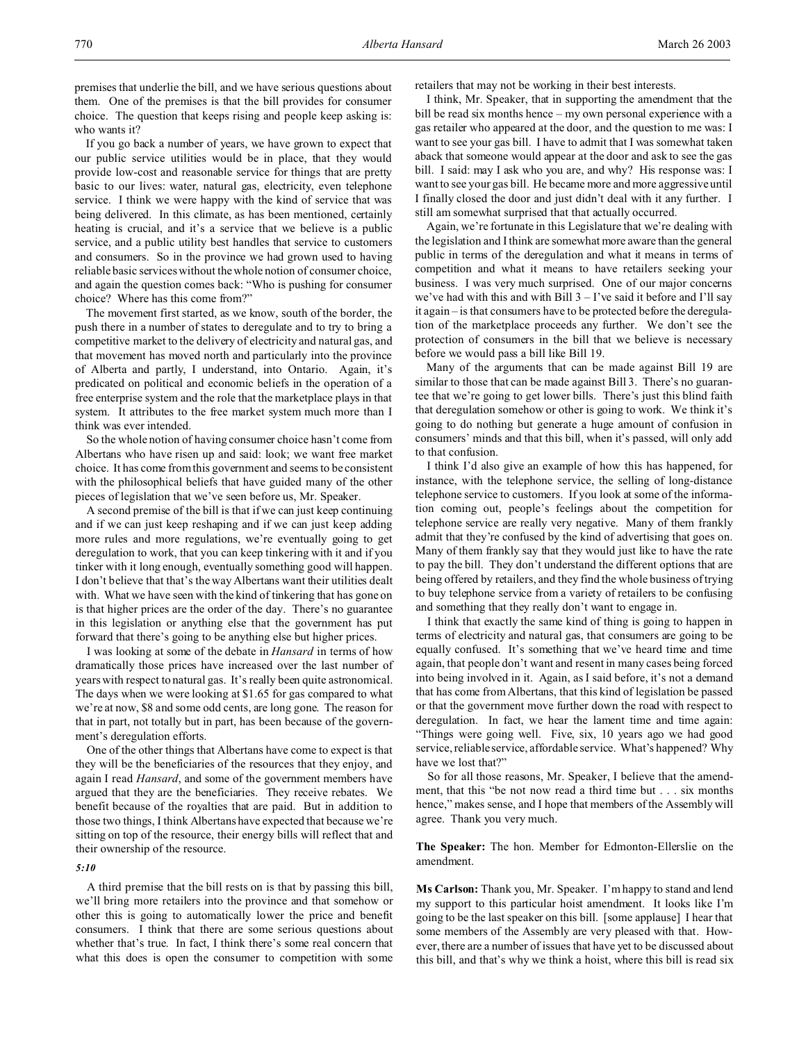premises that underlie the bill, and we have serious questions about them. One of the premises is that the bill provides for consumer choice. The question that keeps rising and people keep asking is: who wants it?

If you go back a number of years, we have grown to expect that our public service utilities would be in place, that they would provide low-cost and reasonable service for things that are pretty basic to our lives: water, natural gas, electricity, even telephone service. I think we were happy with the kind of service that was being delivered. In this climate, as has been mentioned, certainly heating is crucial, and it's a service that we believe is a public service, and a public utility best handles that service to customers and consumers. So in the province we had grown used to having reliable basic services without the whole notion of consumer choice, and again the question comes back: "Who is pushing for consumer choice? Where has this come from?"

The movement first started, as we know, south of the border, the push there in a number of states to deregulate and to try to bring a competitive market to the delivery of electricity and natural gas, and that movement has moved north and particularly into the province of Alberta and partly, I understand, into Ontario. Again, it's predicated on political and economic beliefs in the operation of a free enterprise system and the role that the marketplace plays in that system. It attributes to the free market system much more than I think was ever intended.

So the whole notion of having consumer choice hasn't come from Albertans who have risen up and said: look; we want free market choice. It has come from this government and seems to be consistent with the philosophical beliefs that have guided many of the other pieces of legislation that we've seen before us, Mr. Speaker.

A second premise of the bill is that if we can just keep continuing and if we can just keep reshaping and if we can just keep adding more rules and more regulations, we're eventually going to get deregulation to work, that you can keep tinkering with it and if you tinker with it long enough, eventually something good will happen. I don't believe that that's the way Albertans want their utilities dealt with. What we have seen with the kind of tinkering that has gone on is that higher prices are the order of the day. There's no guarantee in this legislation or anything else that the government has put forward that there's going to be anything else but higher prices.

I was looking at some of the debate in *Hansard* in terms of how dramatically those prices have increased over the last number of years with respect to natural gas. It's really been quite astronomical. The days when we were looking at $1.65 for gas compared to what we're at now, $8 and some odd cents, are long gone. The reason for that in part, not totally but in part, has been because of the government's deregulation efforts.

One of the other things that Albertans have come to expect is that they will be the beneficiaries of the resources that they enjoy, and again I read *Hansard*, and some of the government members have argued that they are the beneficiaries. They receive rebates. We benefit because of the royalties that are paid. But in addition to those two things, I think Albertans have expected that because we're sitting on top of the resource, their energy bills will reflect that and their ownership of the resource.

*5:10*

A third premise that the bill rests on is that by passing this bill, we'll bring more retailers into the province and that somehow or other this is going to automatically lower the price and benefit consumers. I think that there are some serious questions about whether that's true. In fact, I think there's some real concern that what this does is open the consumer to competition with some retailers that may not be working in their best interests.

I think, Mr. Speaker, that in supporting the amendment that the bill be read six months hence – my own personal experience with a gas retailer who appeared at the door, and the question to me was: I want to see your gas bill. I have to admit that I was somewhat taken aback that someone would appear at the door and ask to see the gas bill. I said: may I ask who you are, and why? His response was: I want to see your gas bill. He became more and more aggressive until I finally closed the door and just didn't deal with it any further. I still am somewhat surprised that that actually occurred.

Again, we're fortunate in this Legislature that we're dealing with the legislation and I think are somewhat more aware than the general public in terms of the deregulation and what it means in terms of competition and what it means to have retailers seeking your business. I was very much surprised. One of our major concerns we've had with this and with Bill 3 – I've said it before and I'll say it again – is that consumers have to be protected before the deregulation of the marketplace proceeds any further. We don't see the protection of consumers in the bill that we believe is necessary before we would pass a bill like Bill 19.

Many of the arguments that can be made against Bill 19 are similar to those that can be made against Bill 3. There's no guarantee that we're going to get lower bills. There's just this blind faith that deregulation somehow or other is going to work. We think it's going to do nothing but generate a huge amount of confusion in consumers' minds and that this bill, when it's passed, will only add to that confusion.

I think I'd also give an example of how this has happened, for instance, with the telephone service, the selling of long-distance telephone service to customers. If you look at some of the information coming out, people's feelings about the competition for telephone service are really very negative. Many of them frankly admit that they're confused by the kind of advertising that goes on. Many of them frankly say that they would just like to have the rate to pay the bill. They don't understand the different options that are being offered by retailers, and they find the whole business of trying to buy telephone service from a variety of retailers to be confusing and something that they really don't want to engage in.

I think that exactly the same kind of thing is going to happen in terms of electricity and natural gas, that consumers are going to be equally confused. It's something that we've heard time and time again, that people don't want and resent in many cases being forced into being involved in it. Again, as I said before, it's not a demand that has come from Albertans, that this kind of legislation be passed or that the government move further down the road with respect to deregulation. In fact, we hear the lament time and time again: "Things were going well. Five, six, 10 years ago we had good service, reliable service, affordable service. What's happened? Why have we lost that?"

So for all those reasons, Mr. Speaker, I believe that the amendment, that this "be not now read a third time but . . . six months hence," makes sense, and I hope that members of the Assembly will agree. Thank you very much.

**The Speaker:** The hon. Member for Edmonton-Ellerslie on the amendment.

**Ms Carlson:** Thank you, Mr. Speaker. I'm happy to stand and lend my support to this particular hoist amendment. It looks like I'm going to be the last speaker on this bill. [some applause] I hear that some members of the Assembly are very pleased with that. However, there are a number of issues that have yet to be discussed about this bill, and that's why we think a hoist, where this bill is read six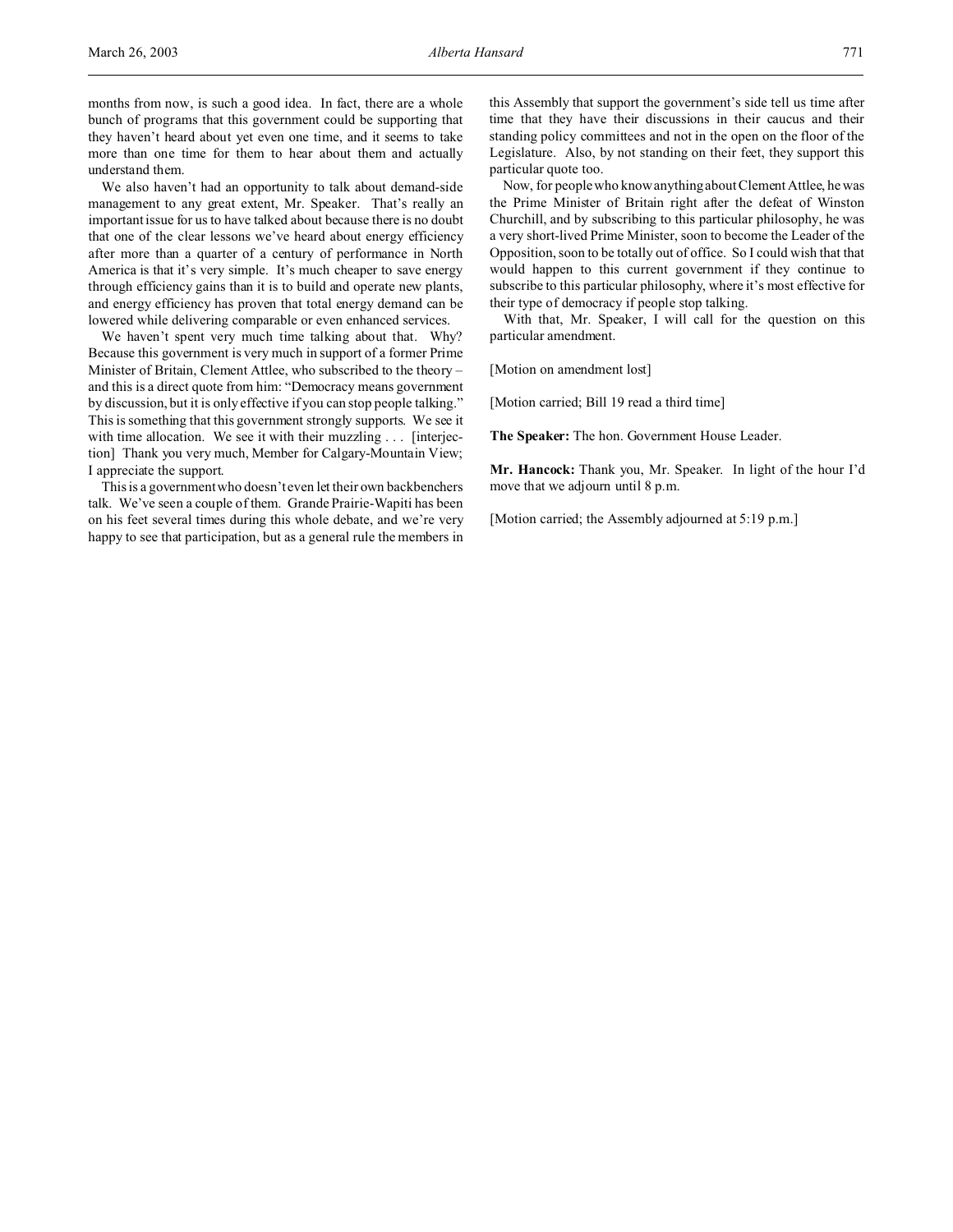months from now, is such a good idea. In fact, there are a whole bunch of programs that this government could be supporting that they haven't heard about yet even one time, and it seems to take more than one time for them to hear about them and actually understand them.

We also haven't had an opportunity to talk about demand-side management to any great extent, Mr. Speaker. That's really an important issue for us to have talked about because there is no doubt that one of the clear lessons we've heard about energy efficiency after more than a quarter of a century of performance in North America is that it's very simple. It's much cheaper to save energy through efficiency gains than it is to build and operate new plants, and energy efficiency has proven that total energy demand can be lowered while delivering comparable or even enhanced services.

We haven't spent very much time talking about that. Why? Because this government is very much in support of a former Prime Minister of Britain, Clement Attlee, who subscribed to the theory – and this is a direct quote from him: "Democracy means government by discussion, but it is only effective if you can stop people talking." This is something that this government strongly supports. We see it with time allocation. We see it with their muzzling . . . [interjection] Thank you very much, Member for Calgary-Mountain View; I appreciate the support.

This is a government who doesn't even let their own backbenchers talk. We've seen a couple of them. Grande Prairie-Wapiti has been on his feet several times during this whole debate, and we're very happy to see that participation, but as a general rule the members in this Assembly that support the government's side tell us time after time that they have their discussions in their caucus and their standing policy committees and not in the open on the floor of the Legislature. Also, by not standing on their feet, they support this particular quote too.

Now, for people who know anything about Clement Attlee, he was the Prime Minister of Britain right after the defeat of Winston Churchill, and by subscribing to this particular philosophy, he was a very short-lived Prime Minister, soon to become the Leader of the Opposition, soon to be totally out of office. So I could wish that that would happen to this current government if they continue to subscribe to this particular philosophy, where it's most effective for their type of democracy if people stop talking.

With that, Mr. Speaker, I will call for the question on this particular amendment.

[Motion on amendment lost]

[Motion carried; Bill 19 read a third time]

**The Speaker:** The hon. Government House Leader.

**Mr. Hancock:** Thank you, Mr. Speaker. In light of the hour I'd move that we adjourn until 8 p.m.

[Motion carried; the Assembly adjourned at 5:19 p.m.]